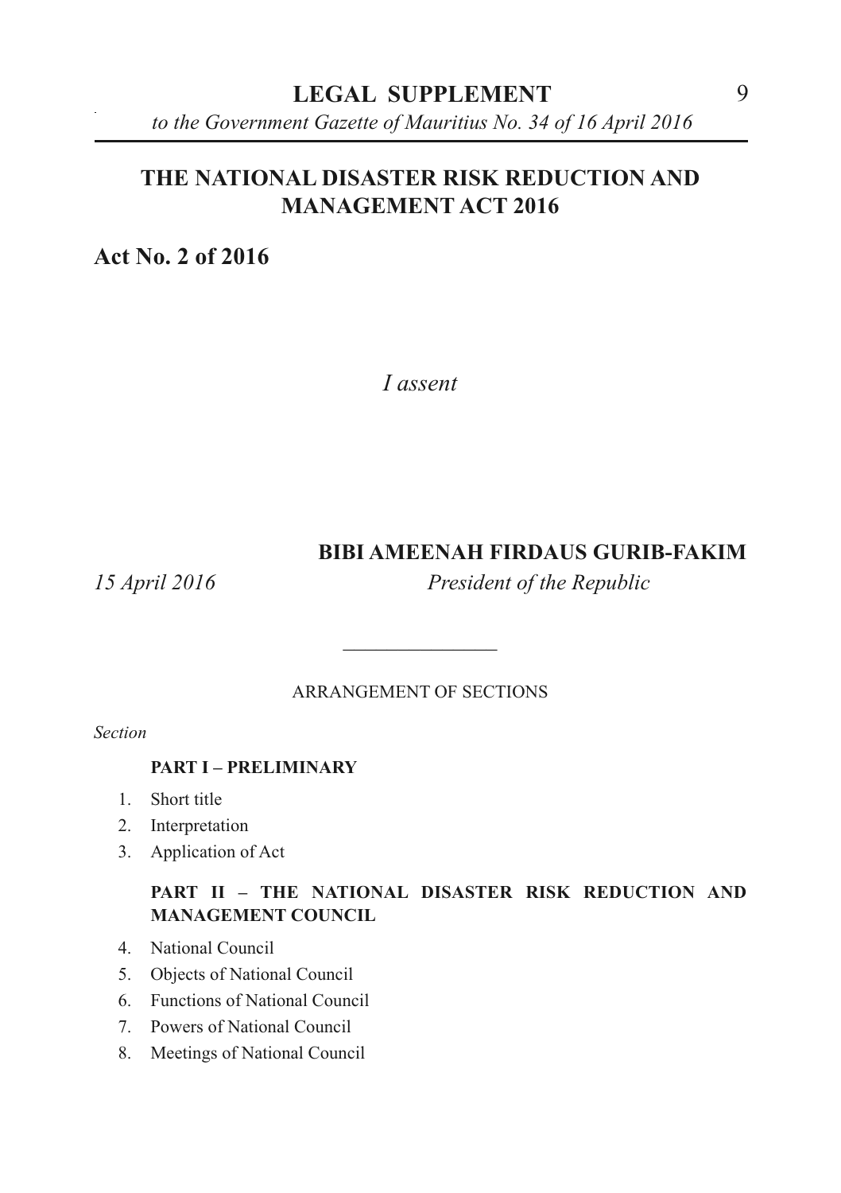# THE NATIONAL DISASTER RISK REDUCTION AND MANAGEMENT ACT 2016

**Act No. 2 of 2016**

*I assent*

**BIBI AMEENAH FIRDAUS GURIB-FAKIM**

*15 April 2016* *President of the Republic*

---

ARRANGEMENT OF SECTIONS

*Section*

**PART I – PRELIMINARY**

1. Short title
2. Interpretation
3. Application of Act

**PART II – THE NATIONAL DISASTER RISK REDUCTION AND MANAGEMENT COUNCIL**

4. National Council
5. Objects of National Council
6. Functions of National Council
7. Powers of National Council
8. Meetings of National Council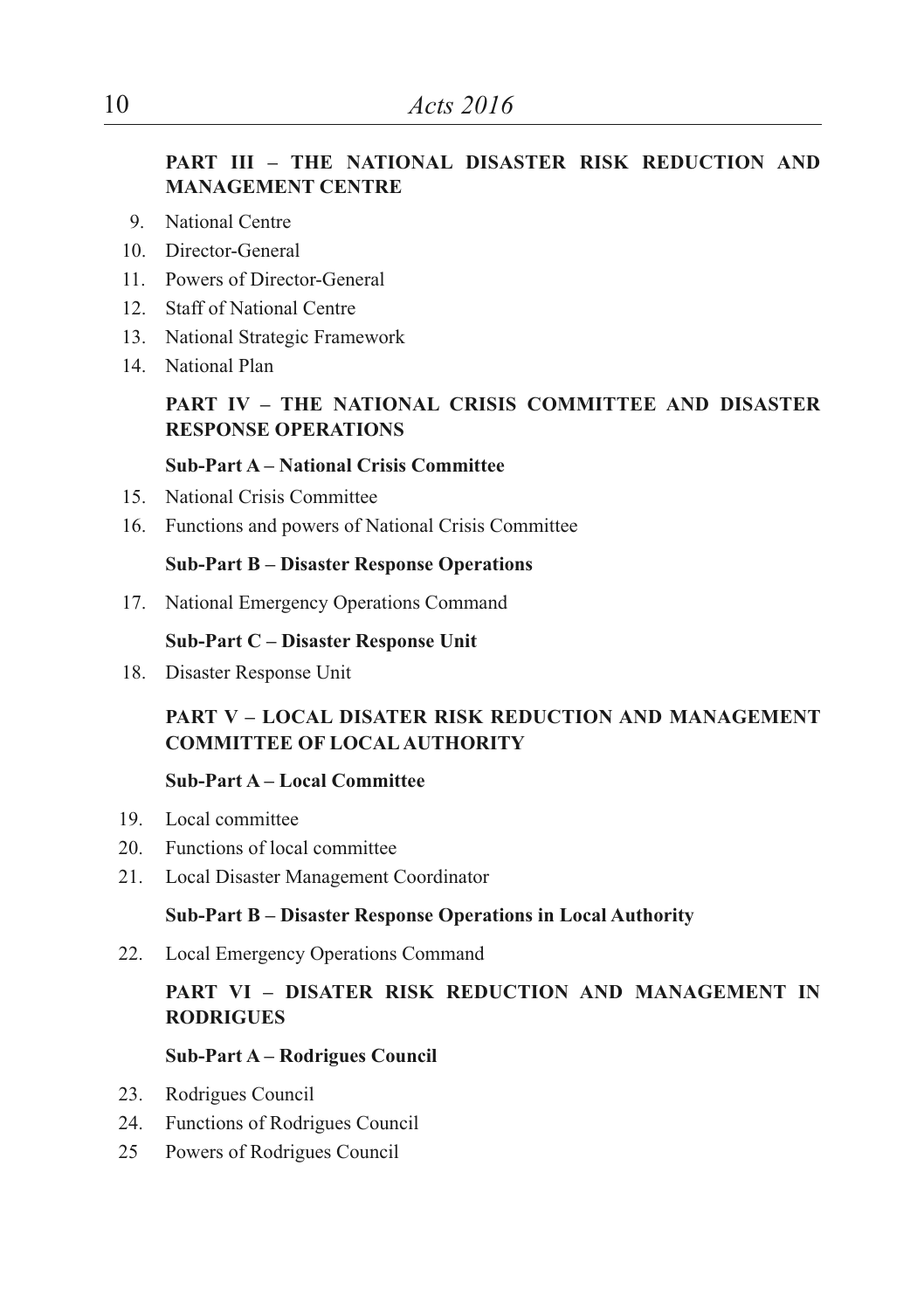**PART III – THE NATIONAL DISASTER RISK REDUCTION AND MANAGEMENT CENTRE**

9. National Centre
10. Director-General
11. Powers of Director-General
12. Staff of National Centre
13. National Strategic Framework
14. National Plan

**PART IV – THE NATIONAL CRISIS COMMITTEE AND DISASTER RESPONSE OPERATIONS**

**Sub-Part A – National Crisis Committee**

15. National Crisis Committee
16. Functions and powers of National Crisis Committee

**Sub-Part B – Disaster Response Operations**

17. National Emergency Operations Command

**Sub-Part C – Disaster Response Unit**

18. Disaster Response Unit

**PART V – LOCAL DISATER RISK REDUCTION AND MANAGEMENT COMMITTEE OF LOCAL AUTHORITY**

**Sub-Part A – Local Committee**

19. Local committee
20. Functions of local committee
21. Local Disaster Management Coordinator

**Sub-Part B – Disaster Response Operations in Local Authority**

22. Local Emergency Operations Command

**PART VI – DISATER RISK REDUCTION AND MANAGEMENT IN RODRIGUES**

**Sub-Part A – Rodrigues Council**

23. Rodrigues Council
24. Functions of Rodrigues Council
25 Powers of Rodrigues Council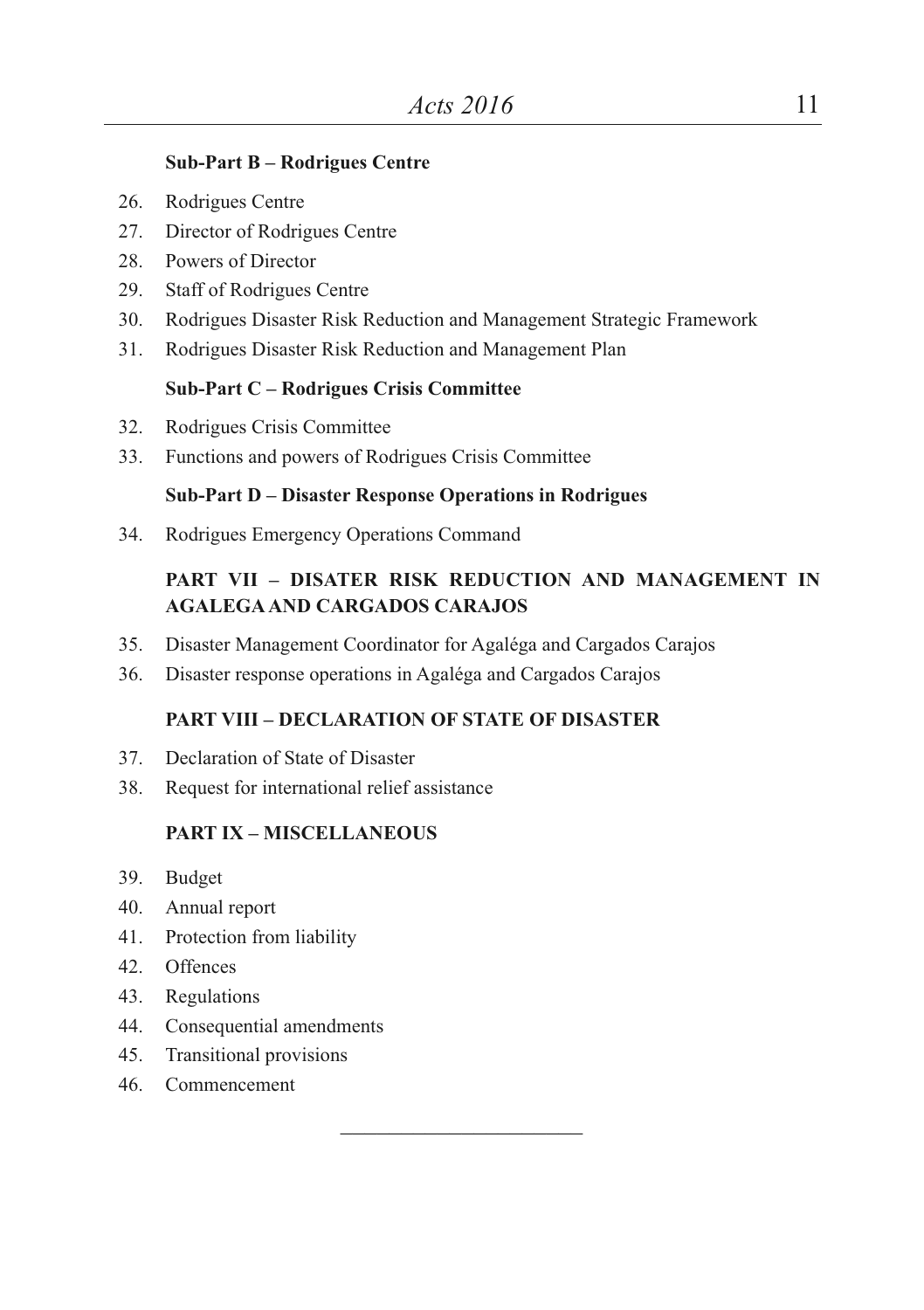**Sub-Part B – Rodrigues Centre**

26. Rodrigues Centre
27. Director of Rodrigues Centre
28. Powers of Director
29. Staff of Rodrigues Centre
30. Rodrigues Disaster Risk Reduction and Management Strategic Framework
31. Rodrigues Disaster Risk Reduction and Management Plan

**Sub-Part C – Rodrigues Crisis Committee**

32. Rodrigues Crisis Committee
33. Functions and powers of Rodrigues Crisis Committee

**Sub-Part D – Disaster Response Operations in Rodrigues**

34. Rodrigues Emergency Operations Command

**PART VII – DISATER RISK REDUCTION AND MANAGEMENT IN AGALEGA AND CARGADOS CARAJOS**

35. Disaster Management Coordinator for Agaléga and Cargados Carajos
36. Disaster response operations in Agaléga and Cargados Carajos

**PART VIII – DECLARATION OF STATE OF DISASTER**

37. Declaration of State of Disaster
38. Request for international relief assistance

**PART IX – MISCELLANEOUS**

39. Budget
40. Annual report
41. Protection from liability
42. Offences
43. Regulations
44. Consequential amendments
45. Transitional provisions
46. Commencement

---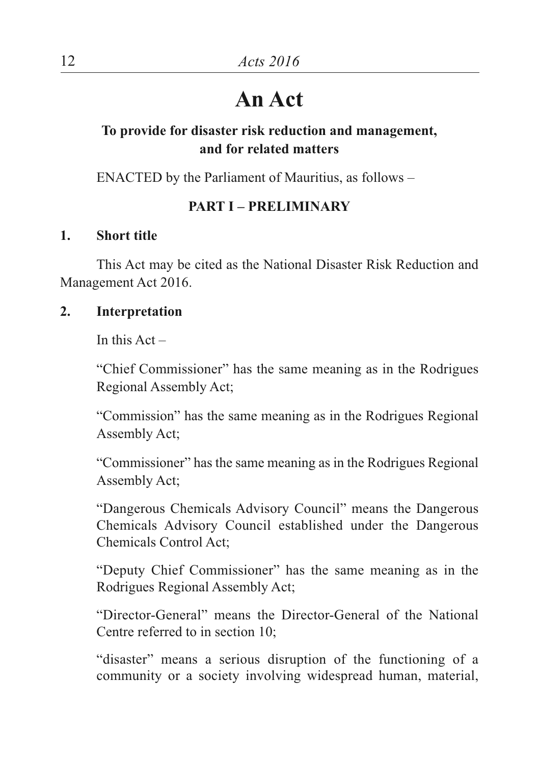# An Act

## To provide for disaster risk reduction and management, and for related matters

ENACTED by the Parliament of Mauritius, as follows –

### PART I – PRELIMINARY

**1. Short title**

This Act may be cited as the National Disaster Risk Reduction and Management Act 2016.

**2. Interpretation**

In this Act –

"Chief Commissioner" has the same meaning as in the Rodrigues Regional Assembly Act;

"Commission" has the same meaning as in the Rodrigues Regional Assembly Act;

"Commissioner" has the same meaning as in the Rodrigues Regional Assembly Act;

"Dangerous Chemicals Advisory Council" means the Dangerous Chemicals Advisory Council established under the Dangerous Chemicals Control Act;

"Deputy Chief Commissioner" has the same meaning as in the Rodrigues Regional Assembly Act;

"Director-General" means the Director-General of the National Centre referred to in section 10;

"disaster" means a serious disruption of the functioning of a community or a society involving widespread human, material,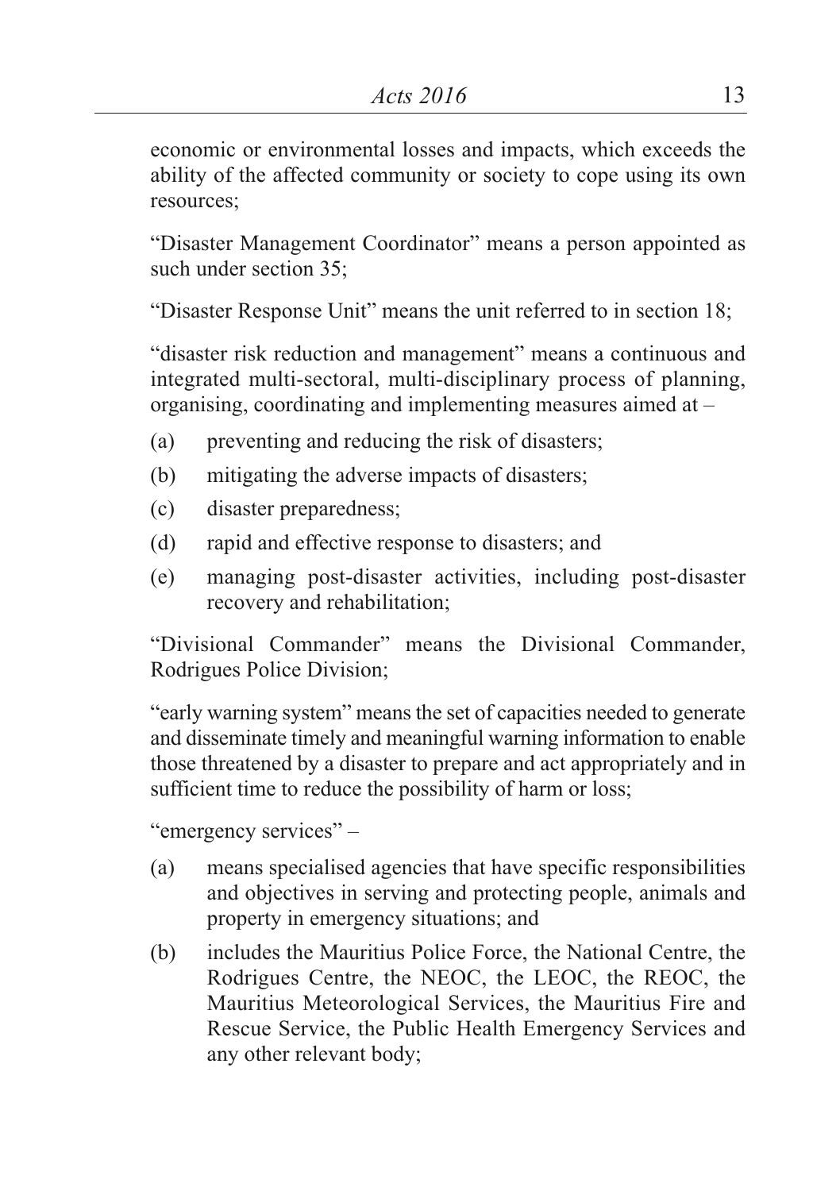economic or environmental losses and impacts, which exceeds the ability of the affected community or society to cope using its own resources;

"Disaster Management Coordinator" means a person appointed as such under section 35;

"Disaster Response Unit" means the unit referred to in section 18;

"disaster risk reduction and management" means a continuous and integrated multi-sectoral, multi-disciplinary process of planning, organising, coordinating and implementing measures aimed at –

- (a) preventing and reducing the risk of disasters;
- (b) mitigating the adverse impacts of disasters;
- (c) disaster preparedness;
- (d) rapid and effective response to disasters; and
- (e) managing post-disaster activities, including post-disaster recovery and rehabilitation;

"Divisional Commander" means the Divisional Commander, Rodrigues Police Division;

"early warning system" means the set of capacities needed to generate and disseminate timely and meaningful warning information to enable those threatened by a disaster to prepare and act appropriately and in sufficient time to reduce the possibility of harm or loss;

"emergency services" –

- (a) means specialised agencies that have specific responsibilities and objectives in serving and protecting people, animals and property in emergency situations; and
- (b) includes the Mauritius Police Force, the National Centre, the Rodrigues Centre, the NEOC, the LEOC, the REOC, the Mauritius Meteorological Services, the Mauritius Fire and Rescue Service, the Public Health Emergency Services and any other relevant body;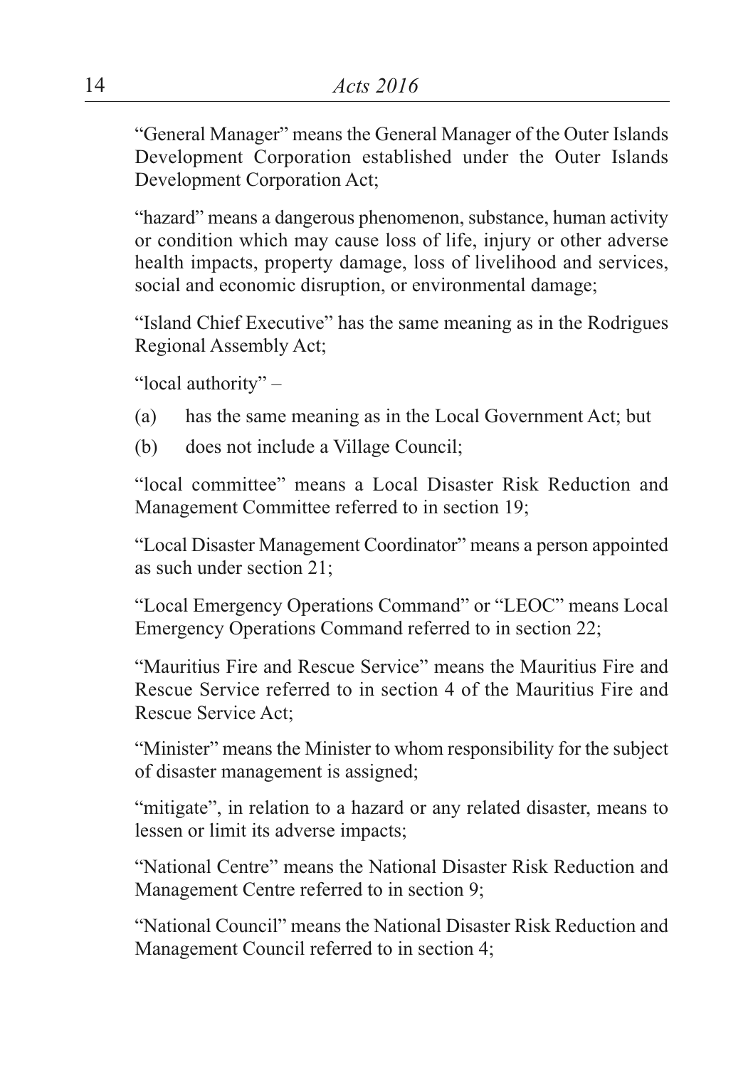"General Manager" means the General Manager of the Outer Islands Development Corporation established under the Outer Islands Development Corporation Act;

"hazard" means a dangerous phenomenon, substance, human activity or condition which may cause loss of life, injury or other adverse health impacts, property damage, loss of livelihood and services, social and economic disruption, or environmental damage;

"Island Chief Executive" has the same meaning as in the Rodrigues Regional Assembly Act;

"local authority" –

(a) has the same meaning as in the Local Government Act; but

(b) does not include a Village Council;

"local committee" means a Local Disaster Risk Reduction and Management Committee referred to in section 19;

"Local Disaster Management Coordinator" means a person appointed as such under section 21;

"Local Emergency Operations Command" or "LEOC" means Local Emergency Operations Command referred to in section 22;

"Mauritius Fire and Rescue Service" means the Mauritius Fire and Rescue Service referred to in section 4 of the Mauritius Fire and Rescue Service Act;

"Minister" means the Minister to whom responsibility for the subject of disaster management is assigned;

"mitigate", in relation to a hazard or any related disaster, means to lessen or limit its adverse impacts;

"National Centre" means the National Disaster Risk Reduction and Management Centre referred to in section 9;

"National Council" means the National Disaster Risk Reduction and Management Council referred to in section 4;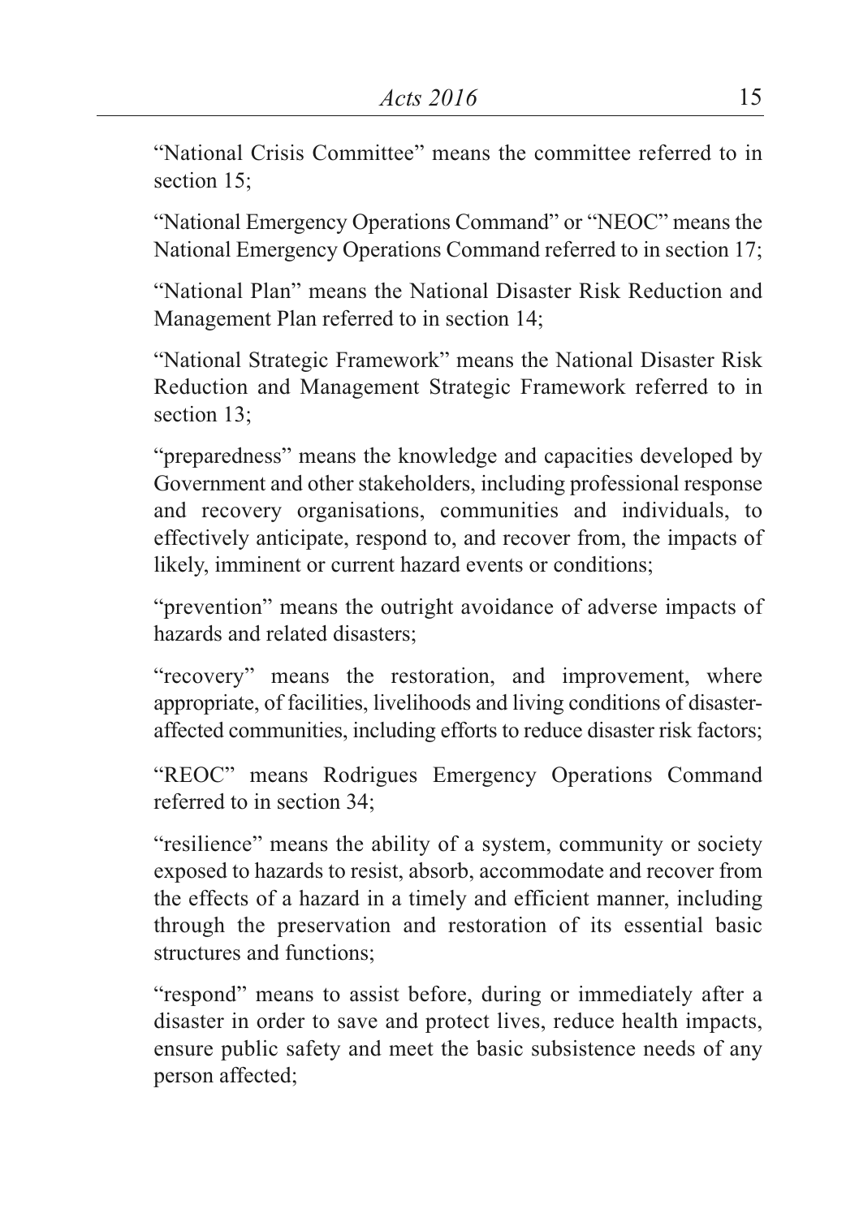"National Crisis Committee" means the committee referred to in section 15;

"National Emergency Operations Command" or "NEOC" means the National Emergency Operations Command referred to in section 17;

"National Plan" means the National Disaster Risk Reduction and Management Plan referred to in section 14;

"National Strategic Framework" means the National Disaster Risk Reduction and Management Strategic Framework referred to in section 13;

"preparedness" means the knowledge and capacities developed by Government and other stakeholders, including professional response and recovery organisations, communities and individuals, to effectively anticipate, respond to, and recover from, the impacts of likely, imminent or current hazard events or conditions;

"prevention" means the outright avoidance of adverse impacts of hazards and related disasters;

"recovery" means the restoration, and improvement, where appropriate, of facilities, livelihoods and living conditions of disaster-affected communities, including efforts to reduce disaster risk factors;

"REOC" means Rodrigues Emergency Operations Command referred to in section 34;

"resilience" means the ability of a system, community or society exposed to hazards to resist, absorb, accommodate and recover from the effects of a hazard in a timely and efficient manner, including through the preservation and restoration of its essential basic structures and functions;

"respond" means to assist before, during or immediately after a disaster in order to save and protect lives, reduce health impacts, ensure public safety and meet the basic subsistence needs of any person affected;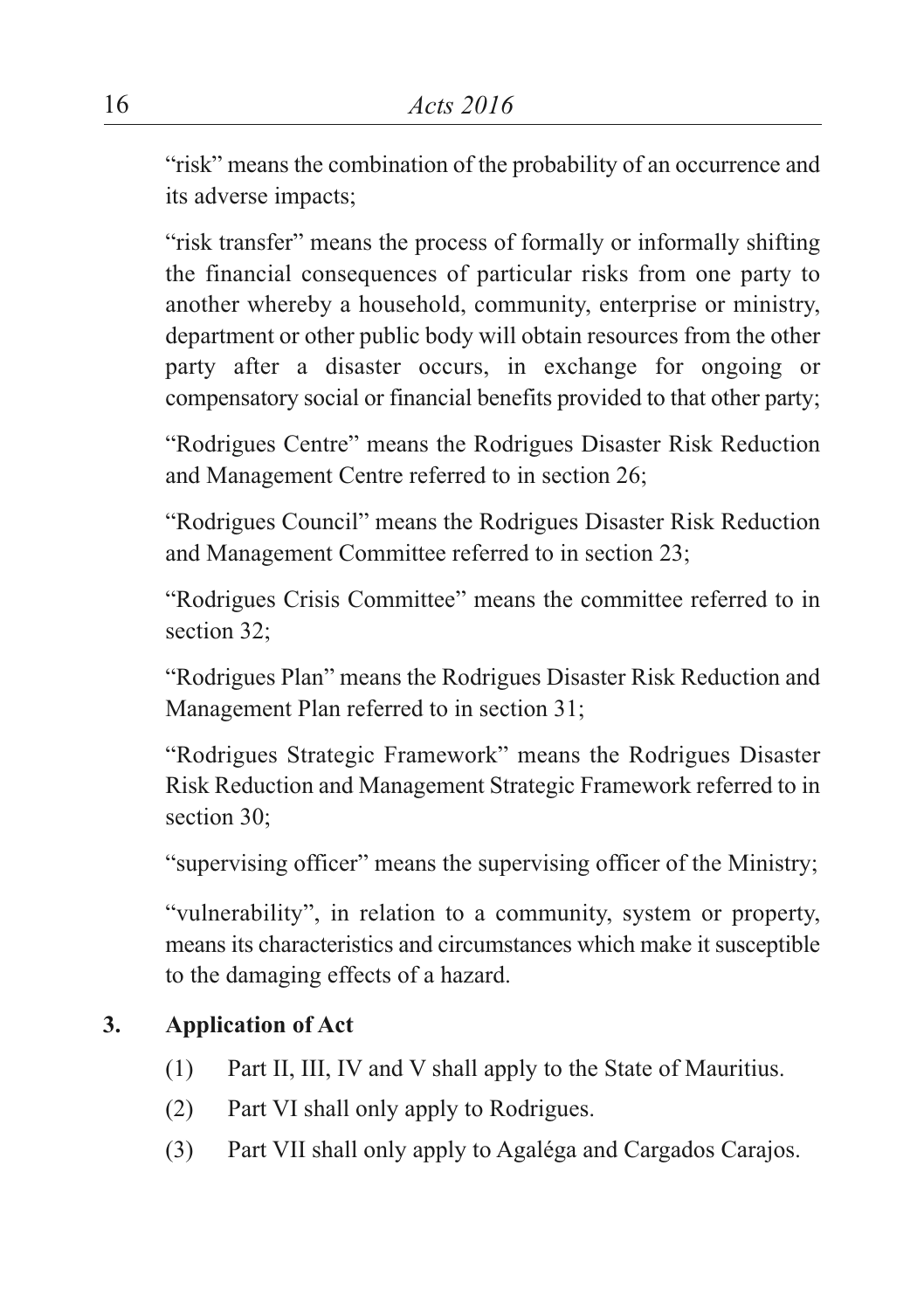"risk" means the combination of the probability of an occurrence and its adverse impacts;

"risk transfer" means the process of formally or informally shifting the financial consequences of particular risks from one party to another whereby a household, community, enterprise or ministry, department or other public body will obtain resources from the other party after a disaster occurs, in exchange for ongoing or compensatory social or financial benefits provided to that other party;

"Rodrigues Centre" means the Rodrigues Disaster Risk Reduction and Management Centre referred to in section 26;

"Rodrigues Council" means the Rodrigues Disaster Risk Reduction and Management Committee referred to in section 23;

"Rodrigues Crisis Committee" means the committee referred to in section 32;

"Rodrigues Plan" means the Rodrigues Disaster Risk Reduction and Management Plan referred to in section 31;

"Rodrigues Strategic Framework" means the Rodrigues Disaster Risk Reduction and Management Strategic Framework referred to in section 30;

"supervising officer" means the supervising officer of the Ministry;

"vulnerability", in relation to a community, system or property, means its characteristics and circumstances which make it susceptible to the damaging effects of a hazard.

**3. Application of Act**

(1) Part II, III, IV and V shall apply to the State of Mauritius.

(2) Part VI shall only apply to Rodrigues.

(3) Part VII shall only apply to Agaléga and Cargados Carajos.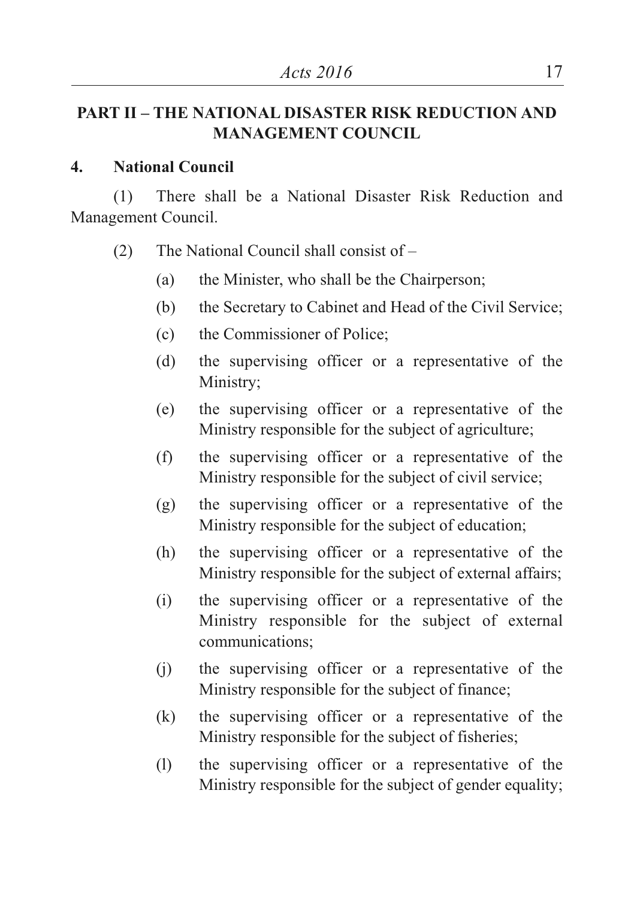## PART II – THE NATIONAL DISASTER RISK REDUCTION AND MANAGEMENT COUNCIL

### 4. National Council

(1) There shall be a National Disaster Risk Reduction and Management Council.

(2) The National Council shall consist of –

(a) the Minister, who shall be the Chairperson;

(b) the Secretary to Cabinet and Head of the Civil Service;

(c) the Commissioner of Police;

(d) the supervising officer or a representative of the Ministry;

(e) the supervising officer or a representative of the Ministry responsible for the subject of agriculture;

(f) the supervising officer or a representative of the Ministry responsible for the subject of civil service;

(g) the supervising officer or a representative of the Ministry responsible for the subject of education;

(h) the supervising officer or a representative of the Ministry responsible for the subject of external affairs;

(i) the supervising officer or a representative of the Ministry responsible for the subject of external communications;

(j) the supervising officer or a representative of the Ministry responsible for the subject of finance;

(k) the supervising officer or a representative of the Ministry responsible for the subject of fisheries;

(l) the supervising officer or a representative of the Ministry responsible for the subject of gender equality;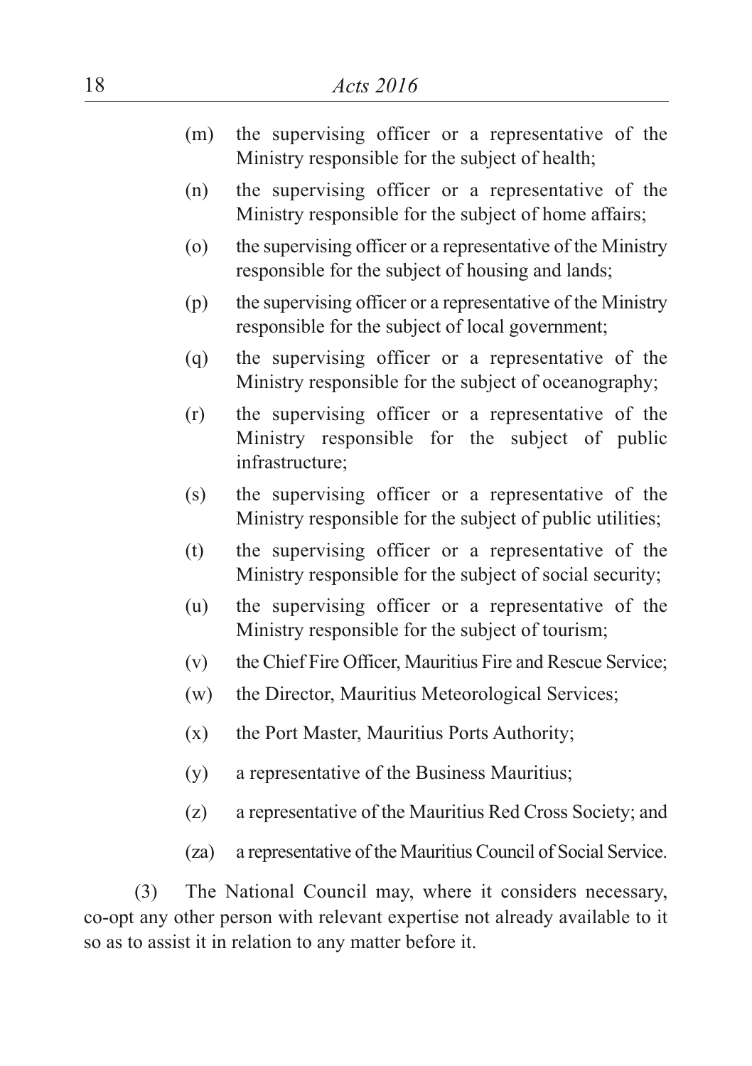(m) the supervising officer or a representative of the Ministry responsible for the subject of health;

(n) the supervising officer or a representative of the Ministry responsible for the subject of home affairs;

(o) the supervising officer or a representative of the Ministry responsible for the subject of housing and lands;

(p) the supervising officer or a representative of the Ministry responsible for the subject of local government;

(q) the supervising officer or a representative of the Ministry responsible for the subject of oceanography;

(r) the supervising officer or a representative of the Ministry responsible for the subject of public infrastructure;

(s) the supervising officer or a representative of the Ministry responsible for the subject of public utilities;

(t) the supervising officer or a representative of the Ministry responsible for the subject of social security;

(u) the supervising officer or a representative of the Ministry responsible for the subject of tourism;

(v) the Chief Fire Officer, Mauritius Fire and Rescue Service;

(w) the Director, Mauritius Meteorological Services;

(x) the Port Master, Mauritius Ports Authority;

(y) a representative of the Business Mauritius;

(z) a representative of the Mauritius Red Cross Society; and

(za) a representative of the Mauritius Council of Social Service.

(3) The National Council may, where it considers necessary, co-opt any other person with relevant expertise not already available to it so as to assist it in relation to any matter before it.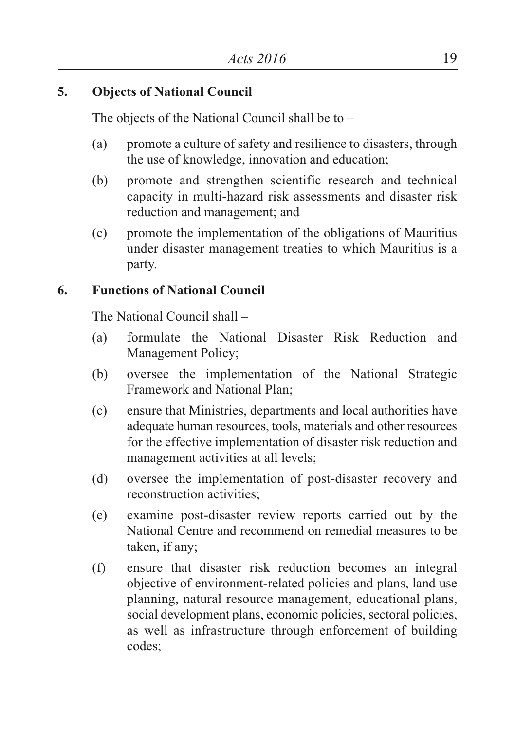## 5. Objects of National Council

The objects of the National Council shall be to –

(a) promote a culture of safety and resilience to disasters, through the use of knowledge, innovation and education;

(b) promote and strengthen scientific research and technical capacity in multi-hazard risk assessments and disaster risk reduction and management; and

(c) promote the implementation of the obligations of Mauritius under disaster management treaties to which Mauritius is a party.

## 6. Functions of National Council

The National Council shall –

(a) formulate the National Disaster Risk Reduction and Management Policy;

(b) oversee the implementation of the National Strategic Framework and National Plan;

(c) ensure that Ministries, departments and local authorities have adequate human resources, tools, materials and other resources for the effective implementation of disaster risk reduction and management activities at all levels;

(d) oversee the implementation of post-disaster recovery and reconstruction activities;

(e) examine post-disaster review reports carried out by the National Centre and recommend on remedial measures to be taken, if any;

(f) ensure that disaster risk reduction becomes an integral objective of environment-related policies and plans, land use planning, natural resource management, educational plans, social development plans, economic policies, sectoral policies, as well as infrastructure through enforcement of building codes;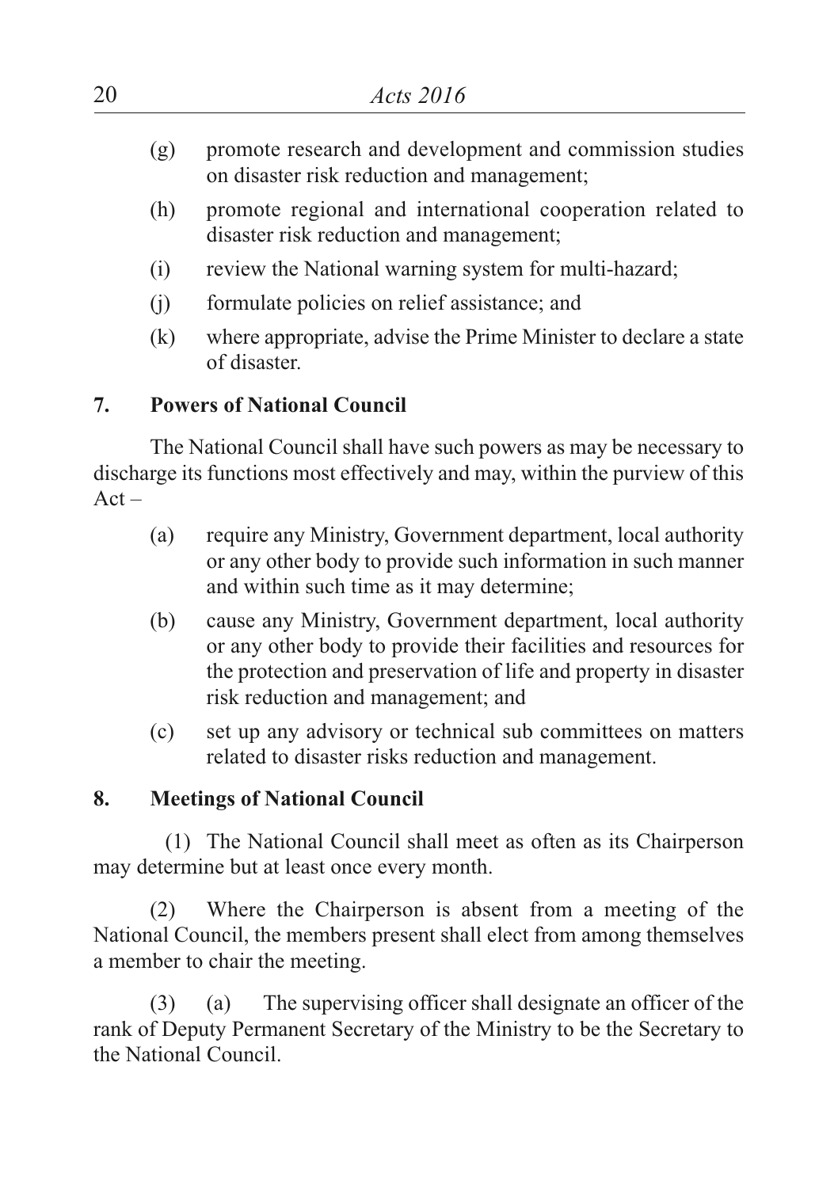(g) promote research and development and commission studies on disaster risk reduction and management;

(h) promote regional and international cooperation related to disaster risk reduction and management;

(i) review the National warning system for multi-hazard;

(j) formulate policies on relief assistance; and

(k) where appropriate, advise the Prime Minister to declare a state of disaster.

**7. Powers of National Council**

The National Council shall have such powers as may be necessary to discharge its functions most effectively and may, within the purview of this Act –

(a) require any Ministry, Government department, local authority or any other body to provide such information in such manner and within such time as it may determine;

(b) cause any Ministry, Government department, local authority or any other body to provide their facilities and resources for the protection and preservation of life and property in disaster risk reduction and management; and

(c) set up any advisory or technical sub committees on matters related to disaster risks reduction and management.

**8. Meetings of National Council**

(1) The National Council shall meet as often as its Chairperson may determine but at least once every month.

(2) Where the Chairperson is absent from a meeting of the National Council, the members present shall elect from among themselves a member to chair the meeting.

(3) (a) The supervising officer shall designate an officer of the rank of Deputy Permanent Secretary of the Ministry to be the Secretary to the National Council.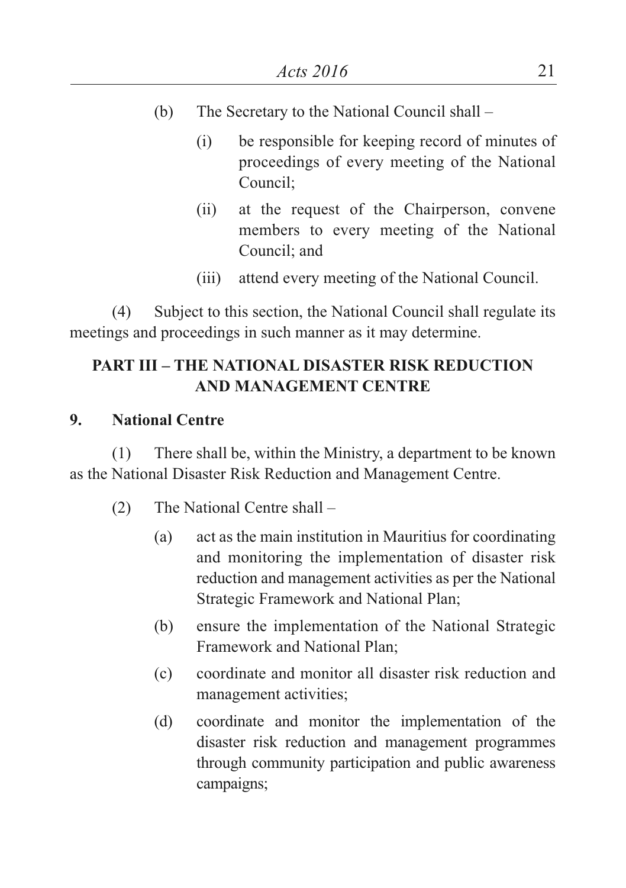(b) The Secretary to the National Council shall –

(i) be responsible for keeping record of minutes of proceedings of every meeting of the National Council;

(ii) at the request of the Chairperson, convene members to every meeting of the National Council; and

(iii) attend every meeting of the National Council.

(4) Subject to this section, the National Council shall regulate its meetings and proceedings in such manner as it may determine.

## PART III – THE NATIONAL DISASTER RISK REDUCTION AND MANAGEMENT CENTRE

### 9. National Centre

(1) There shall be, within the Ministry, a department to be known as the National Disaster Risk Reduction and Management Centre.

(2) The National Centre shall –

(a) act as the main institution in Mauritius for coordinating and monitoring the implementation of disaster risk reduction and management activities as per the National Strategic Framework and National Plan;

(b) ensure the implementation of the National Strategic Framework and National Plan;

(c) coordinate and monitor all disaster risk reduction and management activities;

(d) coordinate and monitor the implementation of the disaster risk reduction and management programmes through community participation and public awareness campaigns;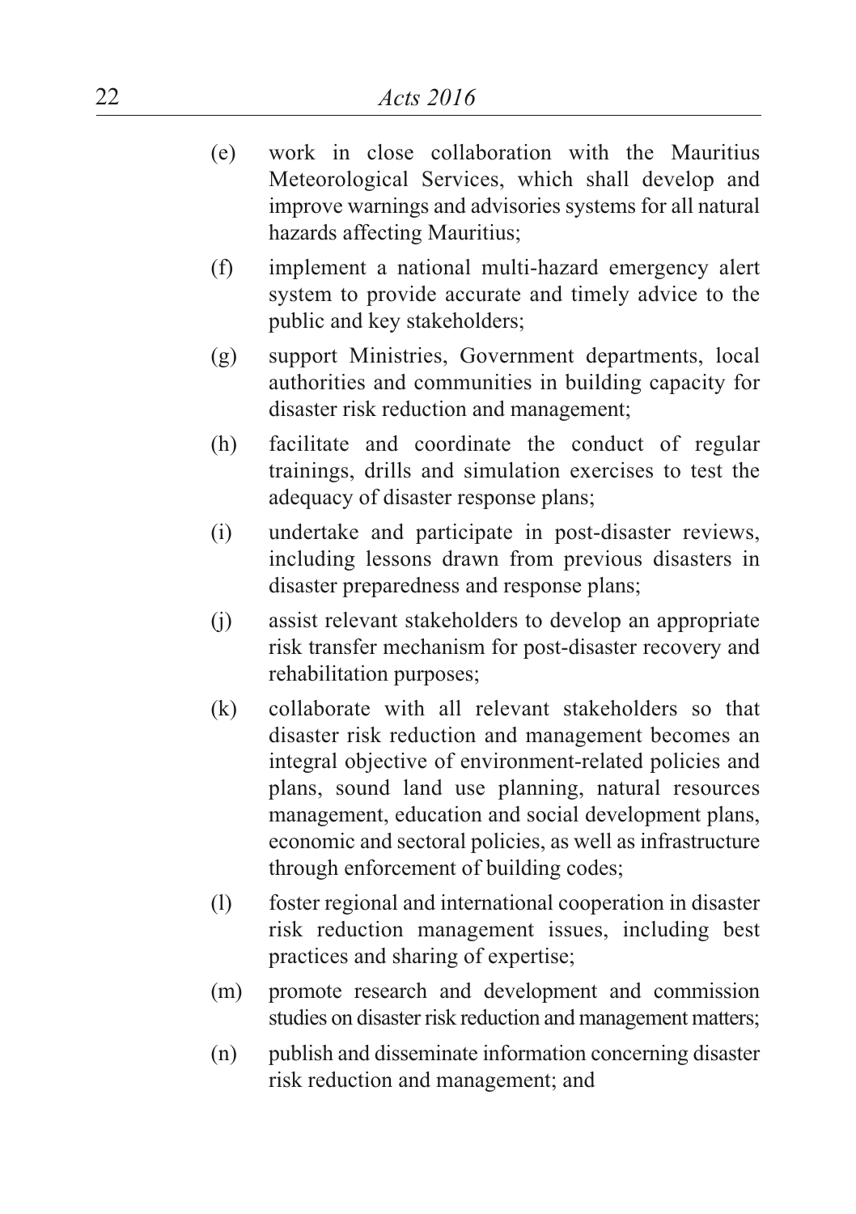(e) work in close collaboration with the Mauritius Meteorological Services, which shall develop and improve warnings and advisories systems for all natural hazards affecting Mauritius;

(f) implement a national multi-hazard emergency alert system to provide accurate and timely advice to the public and key stakeholders;

(g) support Ministries, Government departments, local authorities and communities in building capacity for disaster risk reduction and management;

(h) facilitate and coordinate the conduct of regular trainings, drills and simulation exercises to test the adequacy of disaster response plans;

(i) undertake and participate in post-disaster reviews, including lessons drawn from previous disasters in disaster preparedness and response plans;

(j) assist relevant stakeholders to develop an appropriate risk transfer mechanism for post-disaster recovery and rehabilitation purposes;

(k) collaborate with all relevant stakeholders so that disaster risk reduction and management becomes an integral objective of environment-related policies and plans, sound land use planning, natural resources management, education and social development plans, economic and sectoral policies, as well as infrastructure through enforcement of building codes;

(l) foster regional and international cooperation in disaster risk reduction management issues, including best practices and sharing of expertise;

(m) promote research and development and commission studies on disaster risk reduction and management matters;

(n) publish and disseminate information concerning disaster risk reduction and management; and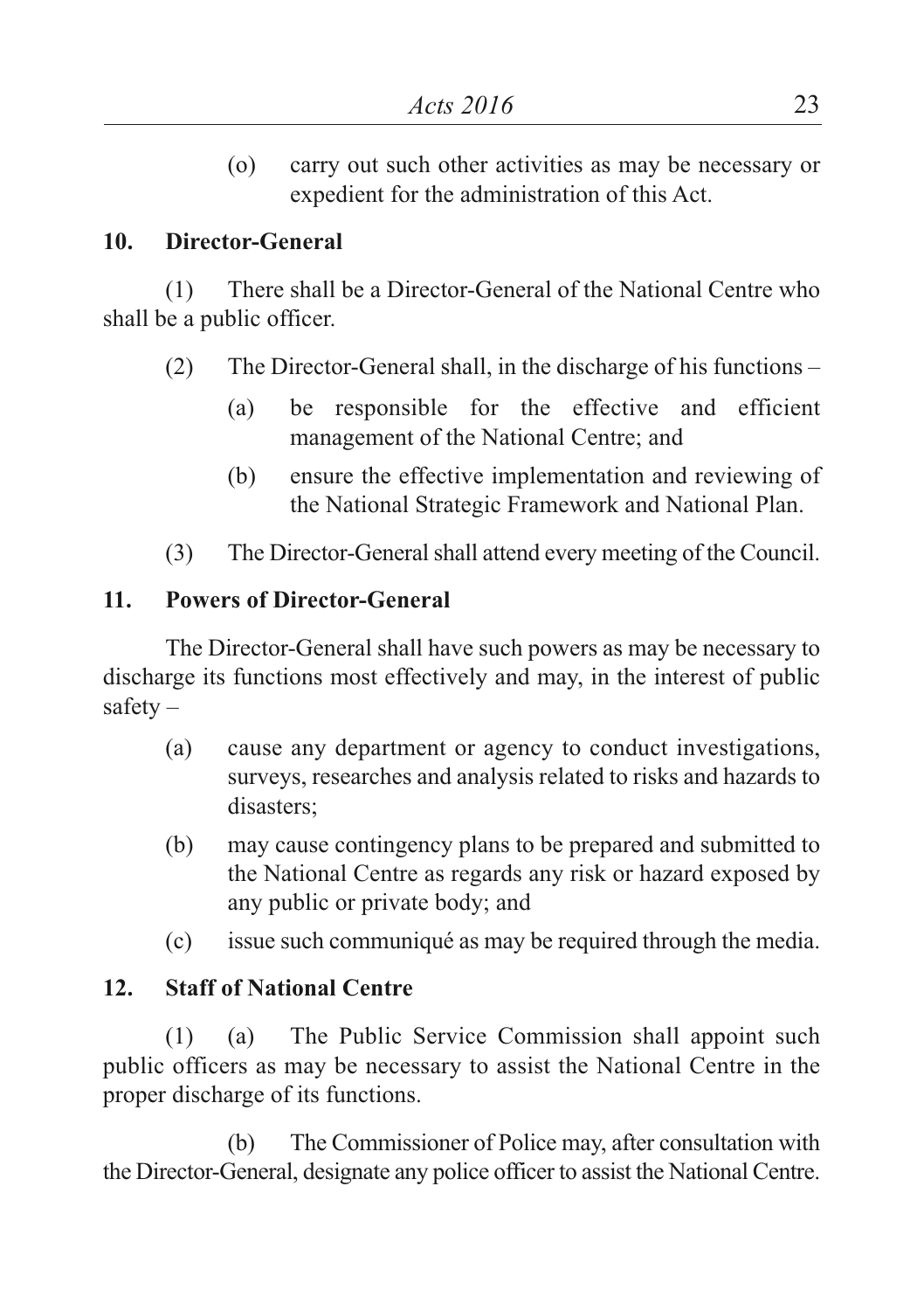(o) carry out such other activities as may be necessary or expedient for the administration of this Act.

**10. Director-General**

(1) There shall be a Director-General of the National Centre who shall be a public officer.

(2) The Director-General shall, in the discharge of his functions –

(a) be responsible for the effective and efficient management of the National Centre; and

(b) ensure the effective implementation and reviewing of the National Strategic Framework and National Plan.

(3) The Director-General shall attend every meeting of the Council.

**11. Powers of Director-General**

The Director-General shall have such powers as may be necessary to discharge its functions most effectively and may, in the interest of public safety –

(a) cause any department or agency to conduct investigations, surveys, researches and analysis related to risks and hazards to disasters;

(b) may cause contingency plans to be prepared and submitted to the National Centre as regards any risk or hazard exposed by any public or private body; and

(c) issue such communiqué as may be required through the media.

**12. Staff of National Centre**

(1) (a) The Public Service Commission shall appoint such public officers as may be necessary to assist the National Centre in the proper discharge of its functions.

(b) The Commissioner of Police may, after consultation with the Director-General, designate any police officer to assist the National Centre.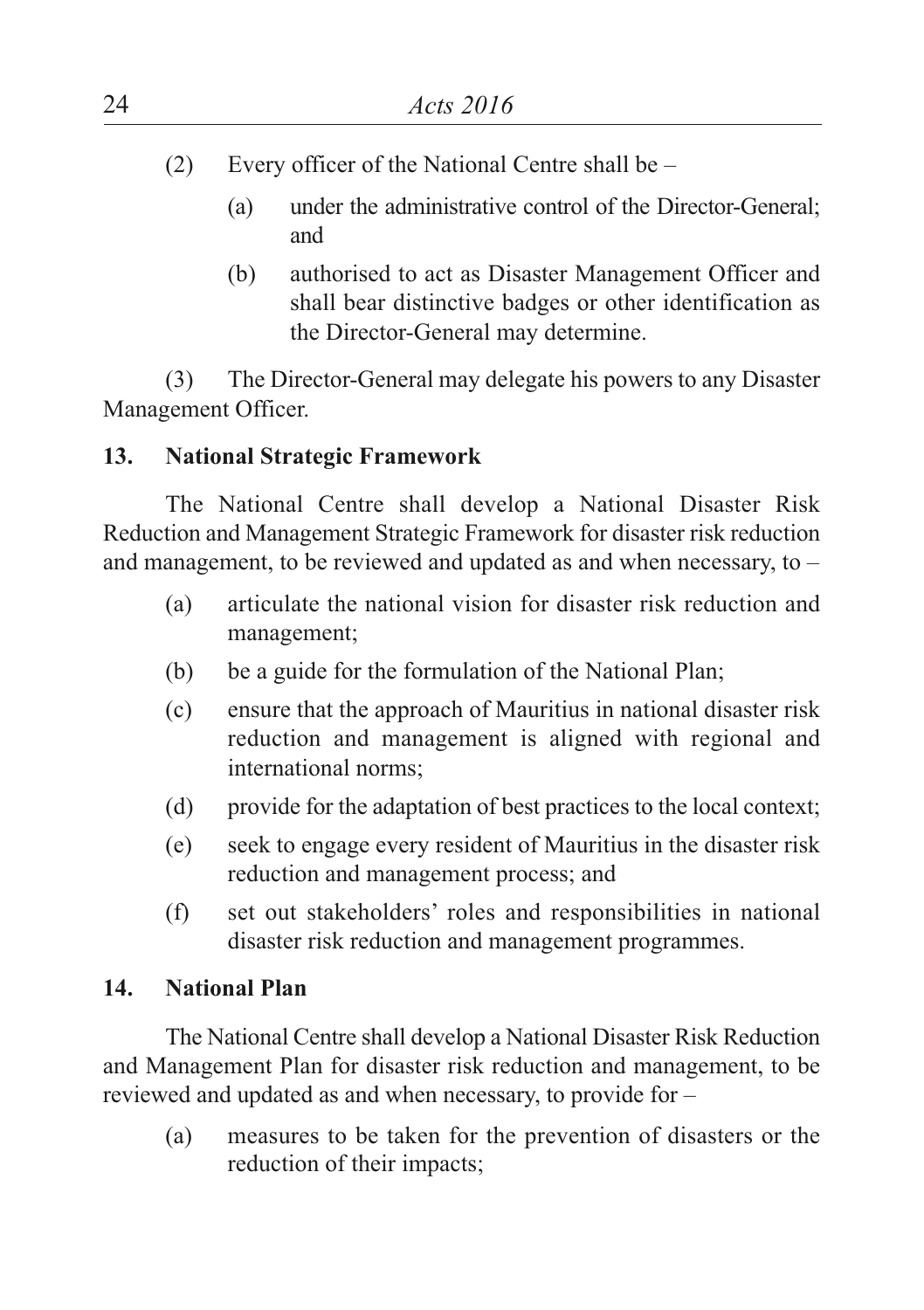(2) Every officer of the National Centre shall be –

(a) under the administrative control of the Director-General; and

(b) authorised to act as Disaster Management Officer and shall bear distinctive badges or other identification as the Director-General may determine.

(3) The Director-General may delegate his powers to any Disaster Management Officer.

**13. National Strategic Framework**

The National Centre shall develop a National Disaster Risk Reduction and Management Strategic Framework for disaster risk reduction and management, to be reviewed and updated as and when necessary, to –

(a) articulate the national vision for disaster risk reduction and management;

(b) be a guide for the formulation of the National Plan;

(c) ensure that the approach of Mauritius in national disaster risk reduction and management is aligned with regional and international norms;

(d) provide for the adaptation of best practices to the local context;

(e) seek to engage every resident of Mauritius in the disaster risk reduction and management process; and

(f) set out stakeholders' roles and responsibilities in national disaster risk reduction and management programmes.

**14. National Plan**

The National Centre shall develop a National Disaster Risk Reduction and Management Plan for disaster risk reduction and management, to be reviewed and updated as and when necessary, to provide for –

(a) measures to be taken for the prevention of disasters or the reduction of their impacts;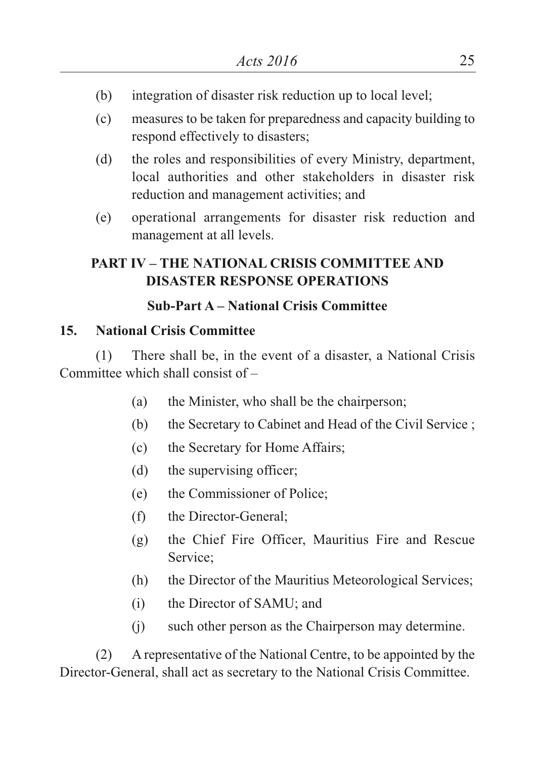(b) integration of disaster risk reduction up to local level;

(c) measures to be taken for preparedness and capacity building to respond effectively to disasters;

(d) the roles and responsibilities of every Ministry, department, local authorities and other stakeholders in disaster risk reduction and management activities; and

(e) operational arrangements for disaster risk reduction and management at all levels.

## PART IV – THE NATIONAL CRISIS COMMITTEE AND DISASTER RESPONSE OPERATIONS

### Sub-Part A – National Crisis Committee

**15. National Crisis Committee**

(1) There shall be, in the event of a disaster, a National Crisis Committee which shall consist of –

(a) the Minister, who shall be the chairperson;

(b) the Secretary to Cabinet and Head of the Civil Service ;

(c) the Secretary for Home Affairs;

(d) the supervising officer;

(e) the Commissioner of Police;

(f) the Director-General;

(g) the Chief Fire Officer, Mauritius Fire and Rescue Service;

(h) the Director of the Mauritius Meteorological Services;

(i) the Director of SAMU; and

(j) such other person as the Chairperson may determine.

(2) A representative of the National Centre, to be appointed by the Director-General, shall act as secretary to the National Crisis Committee.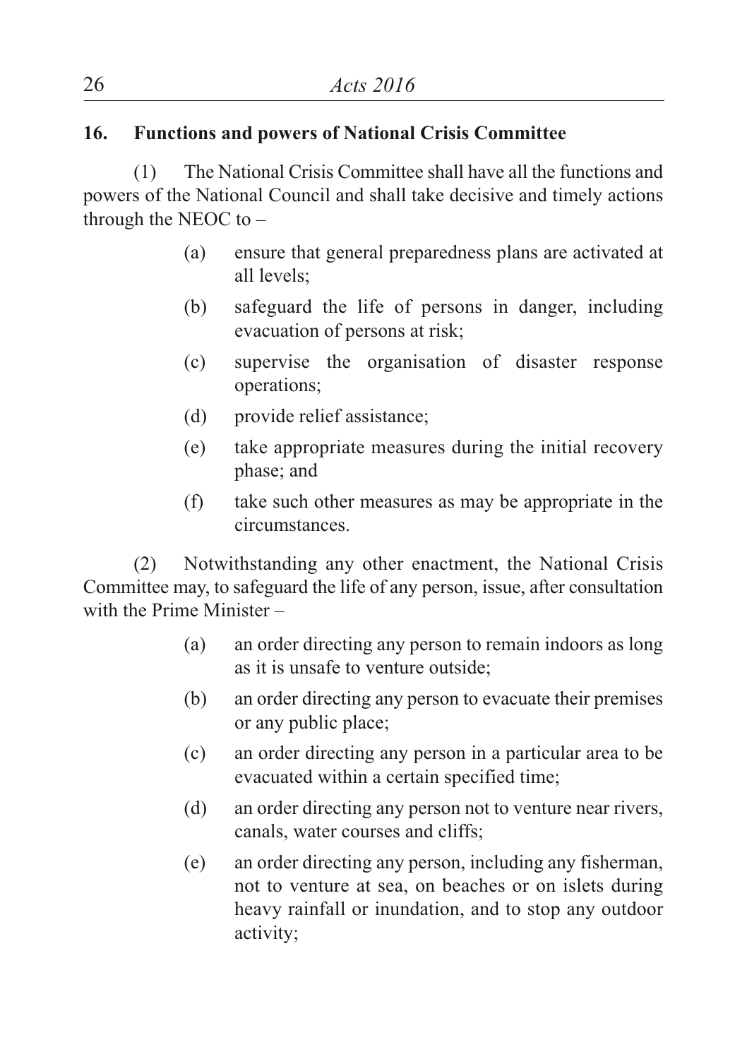### 16. Functions and powers of National Crisis Committee

(1) The National Crisis Committee shall have all the functions and powers of the National Council and shall take decisive and timely actions through the NEOC to –

- (a) ensure that general preparedness plans are activated at all levels;
- (b) safeguard the life of persons in danger, including evacuation of persons at risk;
- (c) supervise the organisation of disaster response operations;
- (d) provide relief assistance;
- (e) take appropriate measures during the initial recovery phase; and
- (f) take such other measures as may be appropriate in the circumstances.

(2) Notwithstanding any other enactment, the National Crisis Committee may, to safeguard the life of any person, issue, after consultation with the Prime Minister –

- (a) an order directing any person to remain indoors as long as it is unsafe to venture outside;
- (b) an order directing any person to evacuate their premises or any public place;
- (c) an order directing any person in a particular area to be evacuated within a certain specified time;
- (d) an order directing any person not to venture near rivers, canals, water courses and cliffs;
- (e) an order directing any person, including any fisherman, not to venture at sea, on beaches or on islets during heavy rainfall or inundation, and to stop any outdoor activity;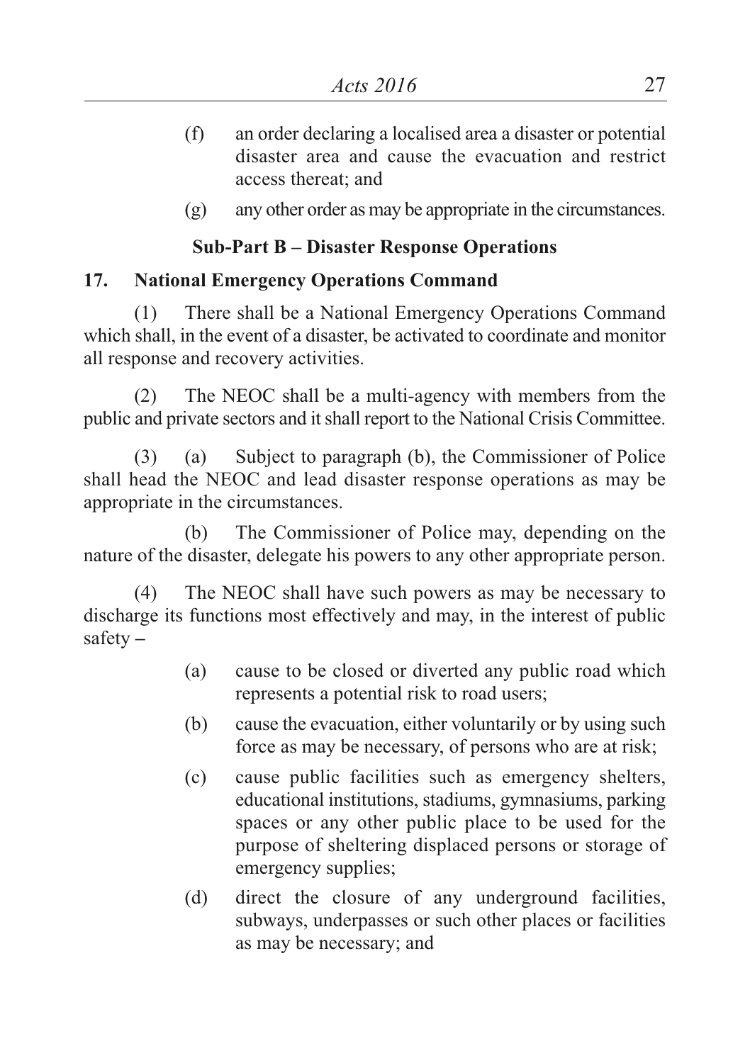(f) an order declaring a localised area a disaster or potential disaster area and cause the evacuation and restrict access thereat; and

(g) any other order as may be appropriate in the circumstances.

### Sub-Part B – Disaster Response Operations

**17. National Emergency Operations Command**

(1) There shall be a National Emergency Operations Command which shall, in the event of a disaster, be activated to coordinate and monitor all response and recovery activities.

(2) The NEOC shall be a multi-agency with members from the public and private sectors and it shall report to the National Crisis Committee.

(3) (a) Subject to paragraph (b), the Commissioner of Police shall head the NEOC and lead disaster response operations as may be appropriate in the circumstances.

(b) The Commissioner of Police may, depending on the nature of the disaster, delegate his powers to any other appropriate person.

(4) The NEOC shall have such powers as may be necessary to discharge its functions most effectively and may, in the interest of public safety –

(a) cause to be closed or diverted any public road which represents a potential risk to road users;

(b) cause the evacuation, either voluntarily or by using such force as may be necessary, of persons who are at risk;

(c) cause public facilities such as emergency shelters, educational institutions, stadiums, gymnasiums, parking spaces or any other public place to be used for the purpose of sheltering displaced persons or storage of emergency supplies;

(d) direct the closure of any underground facilities, subways, underpasses or such other places or facilities as may be necessary; and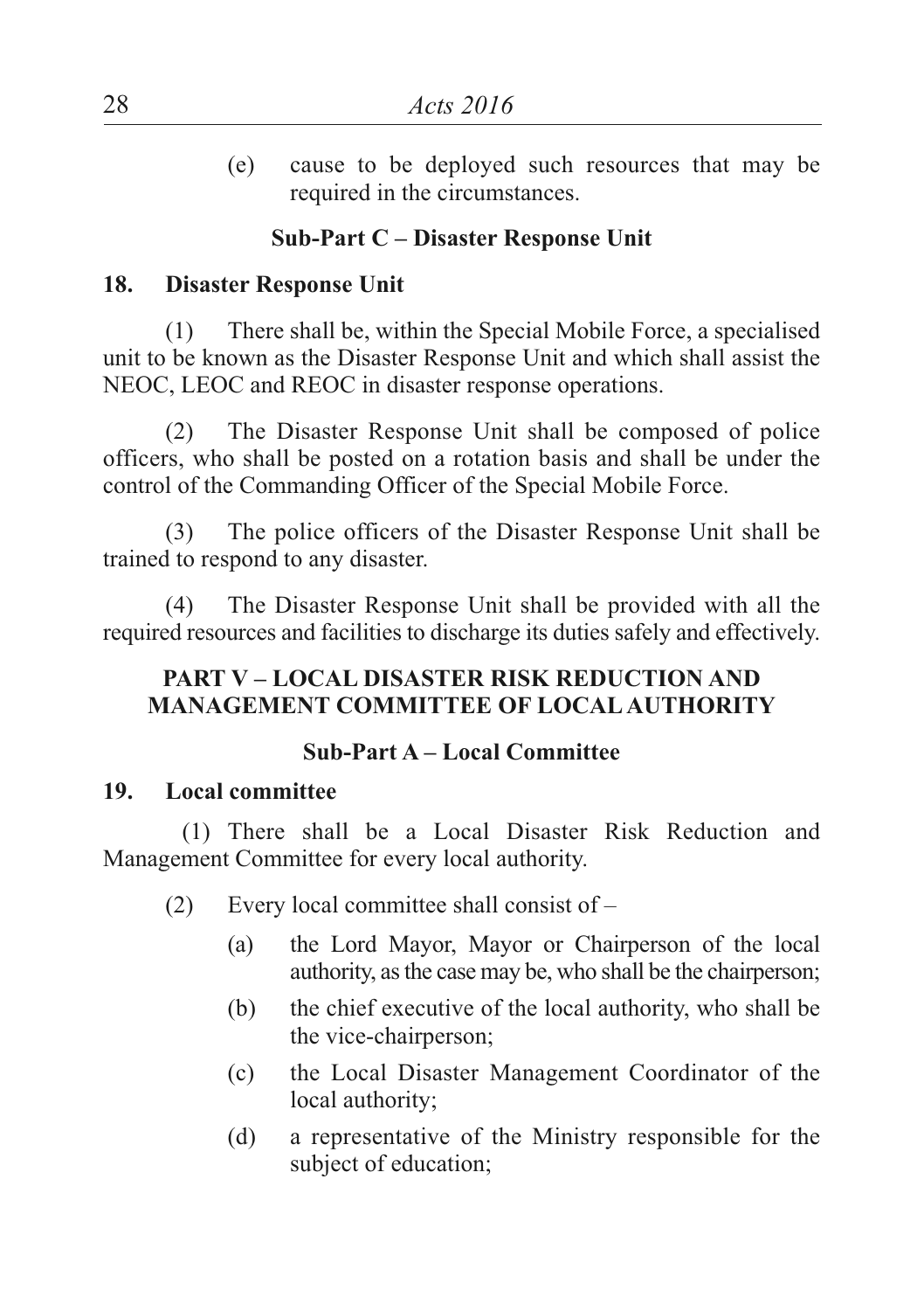(e) cause to be deployed such resources that may be required in the circumstances.

### Sub-Part C – Disaster Response Unit

**18. Disaster Response Unit**

(1) There shall be, within the Special Mobile Force, a specialised unit to be known as the Disaster Response Unit and which shall assist the NEOC, LEOC and REOC in disaster response operations.

(2) The Disaster Response Unit shall be composed of police officers, who shall be posted on a rotation basis and shall be under the control of the Commanding Officer of the Special Mobile Force.

(3) The police officers of the Disaster Response Unit shall be trained to respond to any disaster.

(4) The Disaster Response Unit shall be provided with all the required resources and facilities to discharge its duties safely and effectively.

## PART V – LOCAL DISASTER RISK REDUCTION AND MANAGEMENT COMMITTEE OF LOCAL AUTHORITY

### Sub-Part A – Local Committee

**19. Local committee**

(1) There shall be a Local Disaster Risk Reduction and Management Committee for every local authority.

(2) Every local committee shall consist of –

(a) the Lord Mayor, Mayor or Chairperson of the local authority, as the case may be, who shall be the chairperson;

(b) the chief executive of the local authority, who shall be the vice-chairperson;

(c) the Local Disaster Management Coordinator of the local authority;

(d) a representative of the Ministry responsible for the subject of education;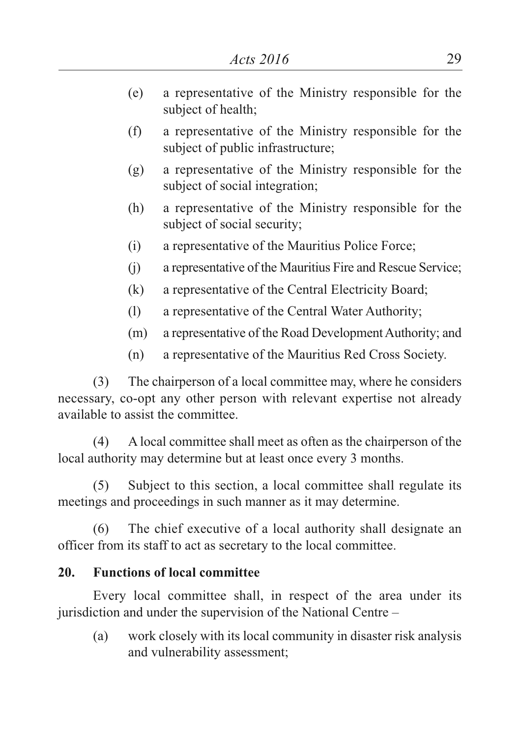(e) a representative of the Ministry responsible for the subject of health;

(f) a representative of the Ministry responsible for the subject of public infrastructure;

(g) a representative of the Ministry responsible for the subject of social integration;

(h) a representative of the Ministry responsible for the subject of social security;

(i) a representative of the Mauritius Police Force;

(j) a representative of the Mauritius Fire and Rescue Service;

(k) a representative of the Central Electricity Board;

(l) a representative of the Central Water Authority;

(m) a representative of the Road Development Authority; and

(n) a representative of the Mauritius Red Cross Society.

(3) The chairperson of a local committee may, where he considers necessary, co-opt any other person with relevant expertise not already available to assist the committee.

(4) A local committee shall meet as often as the chairperson of the local authority may determine but at least once every 3 months.

(5) Subject to this section, a local committee shall regulate its meetings and proceedings in such manner as it may determine.

(6) The chief executive of a local authority shall designate an officer from its staff to act as secretary to the local committee.

**20. Functions of local committee**

Every local committee shall, in respect of the area under its jurisdiction and under the supervision of the National Centre –

(a) work closely with its local community in disaster risk analysis and vulnerability assessment;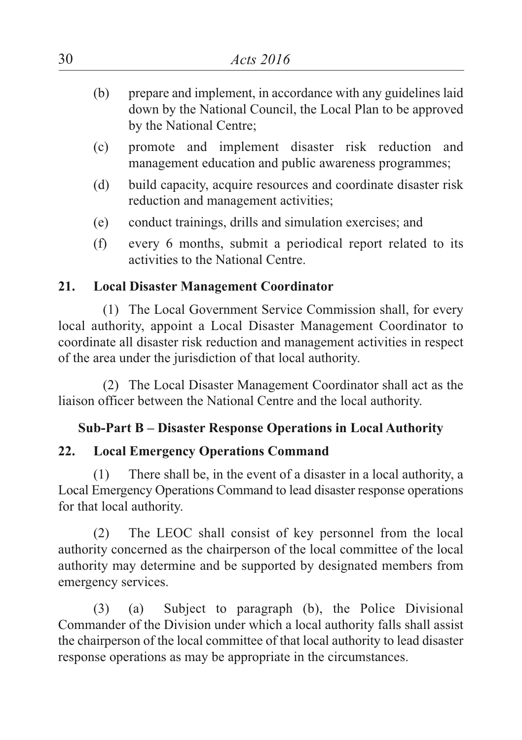(b) prepare and implement, in accordance with any guidelines laid down by the National Council, the Local Plan to be approved by the National Centre;

(c) promote and implement disaster risk reduction and management education and public awareness programmes;

(d) build capacity, acquire resources and coordinate disaster risk reduction and management activities;

(e) conduct trainings, drills and simulation exercises; and

(f) every 6 months, submit a periodical report related to its activities to the National Centre.

### 21. Local Disaster Management Coordinator

(1) The Local Government Service Commission shall, for every local authority, appoint a Local Disaster Management Coordinator to coordinate all disaster risk reduction and management activities in respect of the area under the jurisdiction of that local authority.

(2) The Local Disaster Management Coordinator shall act as the liaison officer between the National Centre and the local authority.

## Sub-Part B – Disaster Response Operations in Local Authority

### 22. Local Emergency Operations Command

(1) There shall be, in the event of a disaster in a local authority, a Local Emergency Operations Command to lead disaster response operations for that local authority.

(2) The LEOC shall consist of key personnel from the local authority concerned as the chairperson of the local committee of the local authority may determine and be supported by designated members from emergency services.

(3) (a) Subject to paragraph (b), the Police Divisional Commander of the Division under which a local authority falls shall assist the chairperson of the local committee of that local authority to lead disaster response operations as may be appropriate in the circumstances.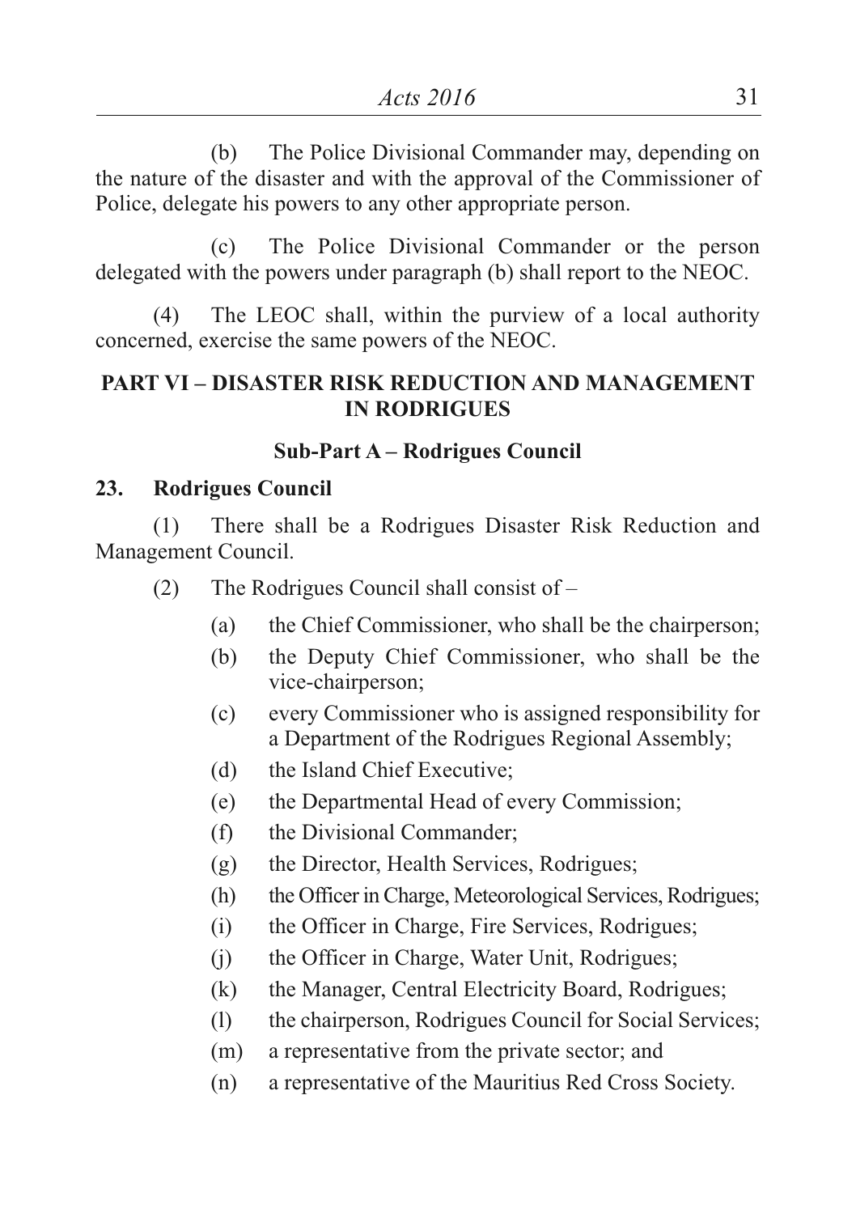(b) The Police Divisional Commander may, depending on the nature of the disaster and with the approval of the Commissioner of Police, delegate his powers to any other appropriate person.

(c) The Police Divisional Commander or the person delegated with the powers under paragraph (b) shall report to the NEOC.

(4) The LEOC shall, within the purview of a local authority concerned, exercise the same powers of the NEOC.

## PART VI – DISASTER RISK REDUCTION AND MANAGEMENT IN RODRIGUES

### Sub-Part A – Rodrigues Council

**23. Rodrigues Council**

(1) There shall be a Rodrigues Disaster Risk Reduction and Management Council.

(2) The Rodrigues Council shall consist of –

- (a) the Chief Commissioner, who shall be the chairperson;
- (b) the Deputy Chief Commissioner, who shall be the vice-chairperson;
- (c) every Commissioner who is assigned responsibility for a Department of the Rodrigues Regional Assembly;
- (d) the Island Chief Executive;
- (e) the Departmental Head of every Commission;
- (f) the Divisional Commander;
- (g) the Director, Health Services, Rodrigues;
- (h) the Officer in Charge, Meteorological Services, Rodrigues;
- (i) the Officer in Charge, Fire Services, Rodrigues;
- (j) the Officer in Charge, Water Unit, Rodrigues;
- (k) the Manager, Central Electricity Board, Rodrigues;
- (l) the chairperson, Rodrigues Council for Social Services;
- (m) a representative from the private sector; and
- (n) a representative of the Mauritius Red Cross Society.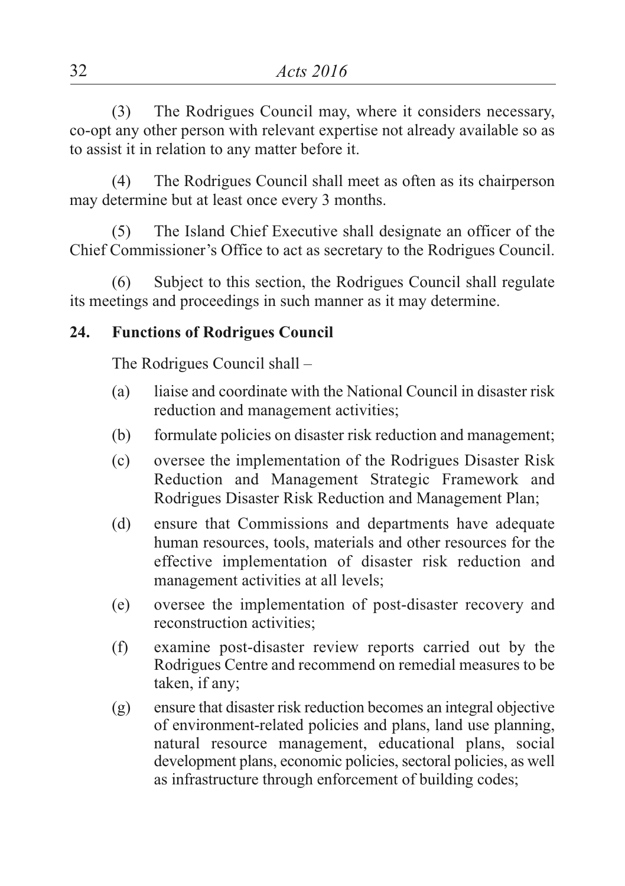(3) The Rodrigues Council may, where it considers necessary, co-opt any other person with relevant expertise not already available so as to assist it in relation to any matter before it.

(4) The Rodrigues Council shall meet as often as its chairperson may determine but at least once every 3 months.

(5) The Island Chief Executive shall designate an officer of the Chief Commissioner's Office to act as secretary to the Rodrigues Council.

(6) Subject to this section, the Rodrigues Council shall regulate its meetings and proceedings in such manner as it may determine.

**24. Functions of Rodrigues Council**

The Rodrigues Council shall –

(a) liaise and coordinate with the National Council in disaster risk reduction and management activities;

(b) formulate policies on disaster risk reduction and management;

(c) oversee the implementation of the Rodrigues Disaster Risk Reduction and Management Strategic Framework and Rodrigues Disaster Risk Reduction and Management Plan;

(d) ensure that Commissions and departments have adequate human resources, tools, materials and other resources for the effective implementation of disaster risk reduction and management activities at all levels;

(e) oversee the implementation of post-disaster recovery and reconstruction activities;

(f) examine post-disaster review reports carried out by the Rodrigues Centre and recommend on remedial measures to be taken, if any;

(g) ensure that disaster risk reduction becomes an integral objective of environment-related policies and plans, land use planning, natural resource management, educational plans, social development plans, economic policies, sectoral policies, as well as infrastructure through enforcement of building codes;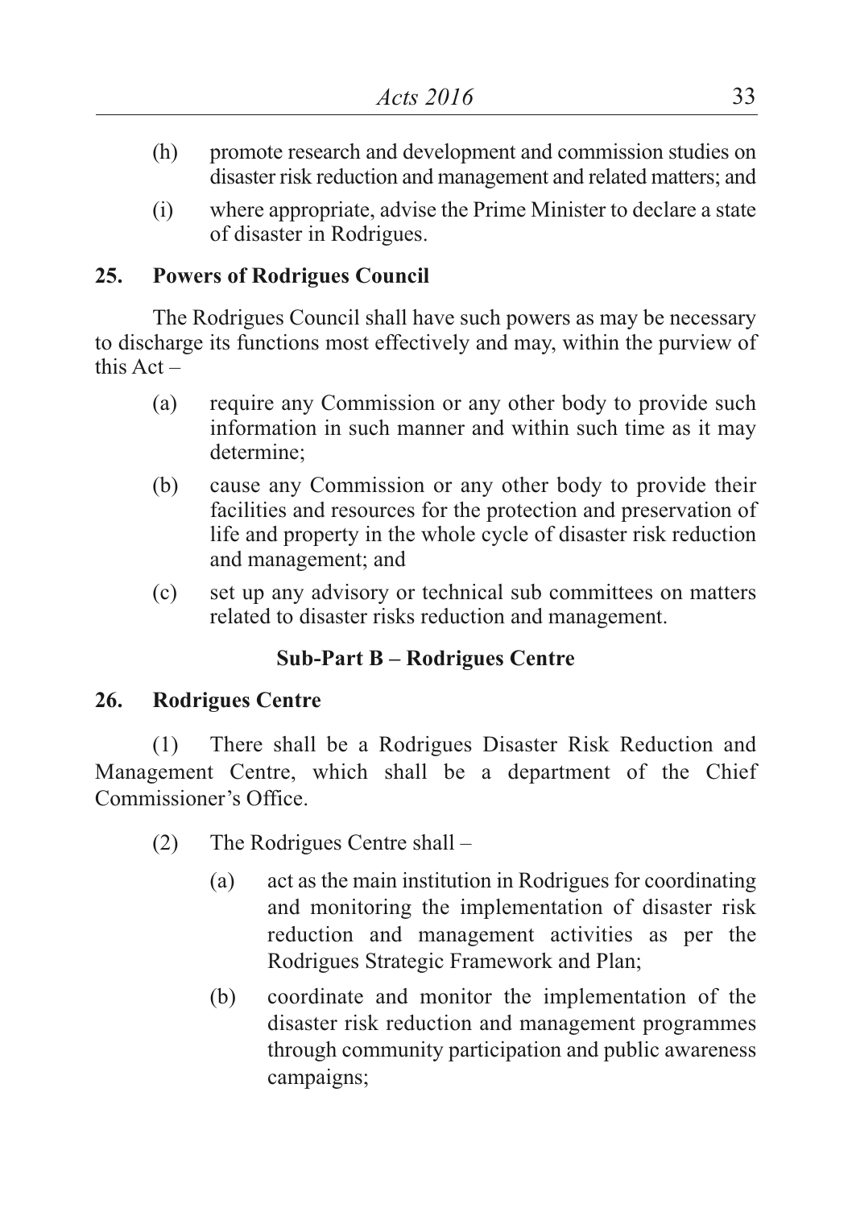(h) promote research and development and commission studies on disaster risk reduction and management and related matters; and

(i) where appropriate, advise the Prime Minister to declare a state of disaster in Rodrigues.

**25. Powers of Rodrigues Council**

The Rodrigues Council shall have such powers as may be necessary to discharge its functions most effectively and may, within the purview of this Act –

(a) require any Commission or any other body to provide such information in such manner and within such time as it may determine;

(b) cause any Commission or any other body to provide their facilities and resources for the protection and preservation of life and property in the whole cycle of disaster risk reduction and management; and

(c) set up any advisory or technical sub committees on matters related to disaster risks reduction and management.

**Sub-Part B – Rodrigues Centre**

**26. Rodrigues Centre**

(1) There shall be a Rodrigues Disaster Risk Reduction and Management Centre, which shall be a department of the Chief Commissioner's Office.

(2) The Rodrigues Centre shall –

(a) act as the main institution in Rodrigues for coordinating and monitoring the implementation of disaster risk reduction and management activities as per the Rodrigues Strategic Framework and Plan;

(b) coordinate and monitor the implementation of the disaster risk reduction and management programmes through community participation and public awareness campaigns;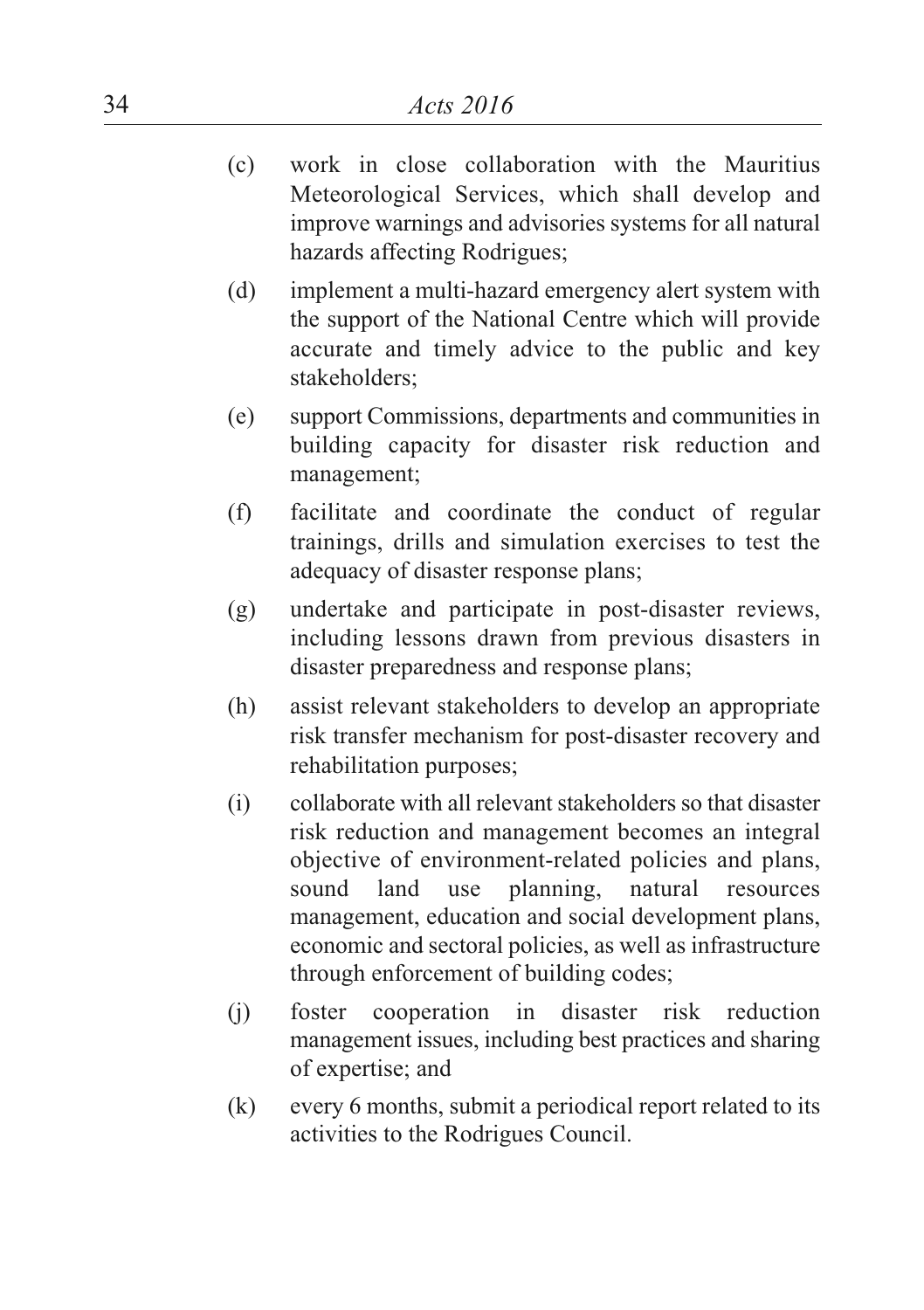(c) work in close collaboration with the Mauritius Meteorological Services, which shall develop and improve warnings and advisories systems for all natural hazards affecting Rodrigues;

(d) implement a multi-hazard emergency alert system with the support of the National Centre which will provide accurate and timely advice to the public and key stakeholders;

(e) support Commissions, departments and communities in building capacity for disaster risk reduction and management;

(f) facilitate and coordinate the conduct of regular trainings, drills and simulation exercises to test the adequacy of disaster response plans;

(g) undertake and participate in post-disaster reviews, including lessons drawn from previous disasters in disaster preparedness and response plans;

(h) assist relevant stakeholders to develop an appropriate risk transfer mechanism for post-disaster recovery and rehabilitation purposes;

(i) collaborate with all relevant stakeholders so that disaster risk reduction and management becomes an integral objective of environment-related policies and plans, sound land use planning, natural resources management, education and social development plans, economic and sectoral policies, as well as infrastructure through enforcement of building codes;

(j) foster cooperation in disaster risk reduction management issues, including best practices and sharing of expertise; and

(k) every 6 months, submit a periodical report related to its activities to the Rodrigues Council.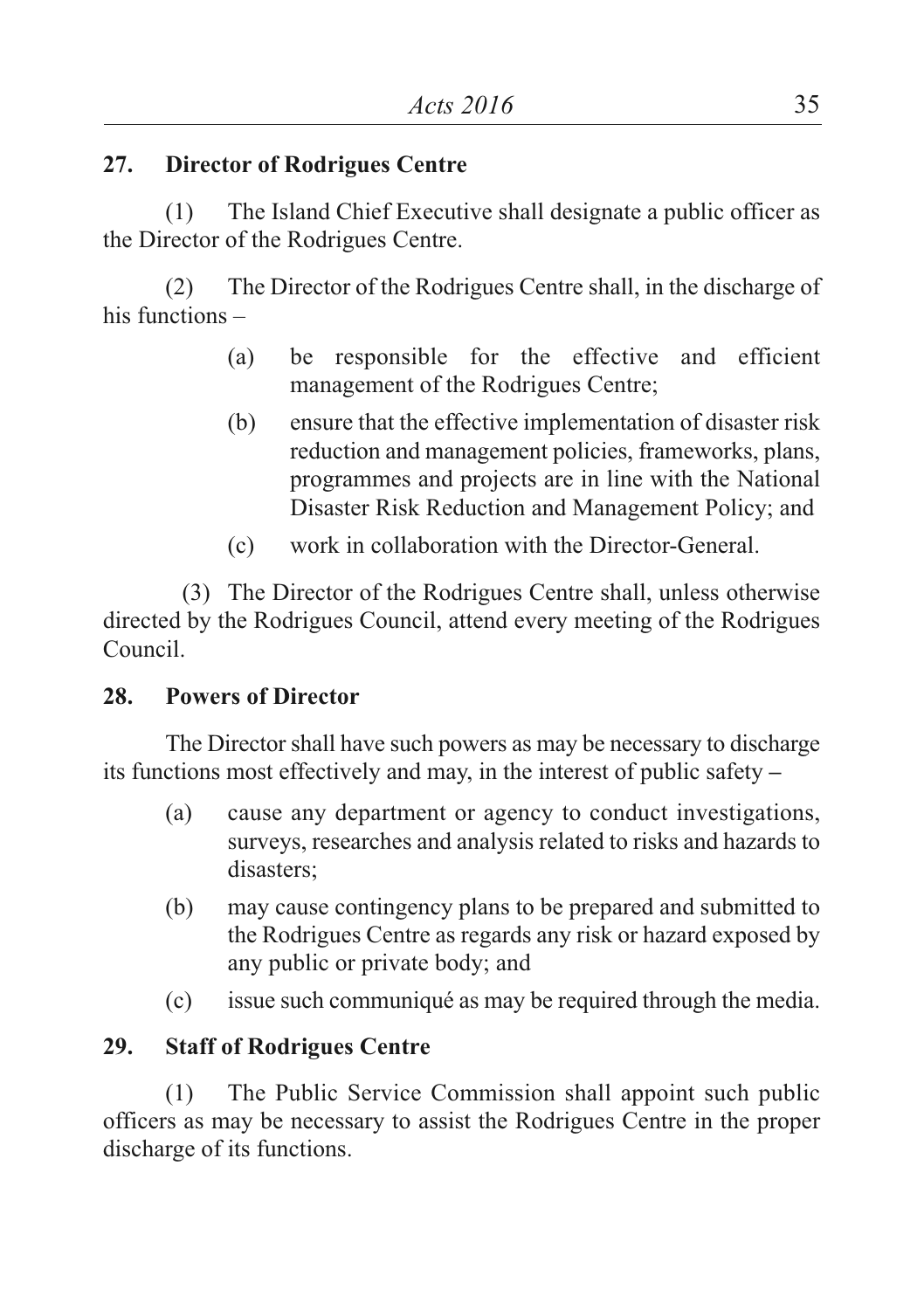**27. Director of Rodrigues Centre**

(1) The Island Chief Executive shall designate a public officer as the Director of the Rodrigues Centre.

(2) The Director of the Rodrigues Centre shall, in the discharge of his functions –

- (a) be responsible for the effective and efficient management of the Rodrigues Centre;
- (b) ensure that the effective implementation of disaster risk reduction and management policies, frameworks, plans, programmes and projects are in line with the National Disaster Risk Reduction and Management Policy; and
- (c) work in collaboration with the Director-General.

(3) The Director of the Rodrigues Centre shall, unless otherwise directed by the Rodrigues Council, attend every meeting of the Rodrigues Council.

**28. Powers of Director**

The Director shall have such powers as may be necessary to discharge its functions most effectively and may, in the interest of public safety –

- (a) cause any department or agency to conduct investigations, surveys, researches and analysis related to risks and hazards to disasters;
- (b) may cause contingency plans to be prepared and submitted to the Rodrigues Centre as regards any risk or hazard exposed by any public or private body; and
- (c) issue such communiqué as may be required through the media.

**29. Staff of Rodrigues Centre**

(1) The Public Service Commission shall appoint such public officers as may be necessary to assist the Rodrigues Centre in the proper discharge of its functions.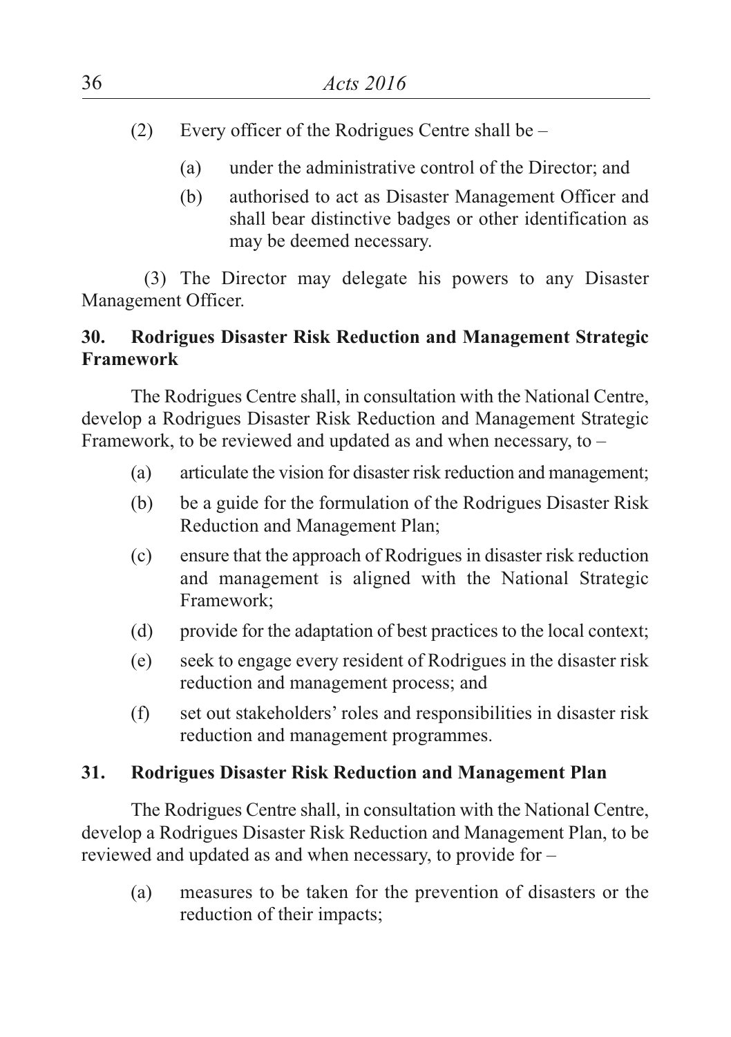(2) Every officer of the Rodrigues Centre shall be –

(a) under the administrative control of the Director; and

(b) authorised to act as Disaster Management Officer and shall bear distinctive badges or other identification as may be deemed necessary.

(3) The Director may delegate his powers to any Disaster Management Officer.

**30. Rodrigues Disaster Risk Reduction and Management Strategic Framework**

The Rodrigues Centre shall, in consultation with the National Centre, develop a Rodrigues Disaster Risk Reduction and Management Strategic Framework, to be reviewed and updated as and when necessary, to –

(a) articulate the vision for disaster risk reduction and management;

(b) be a guide for the formulation of the Rodrigues Disaster Risk Reduction and Management Plan;

(c) ensure that the approach of Rodrigues in disaster risk reduction and management is aligned with the National Strategic Framework;

(d) provide for the adaptation of best practices to the local context;

(e) seek to engage every resident of Rodrigues in the disaster risk reduction and management process; and

(f) set out stakeholders' roles and responsibilities in disaster risk reduction and management programmes.

**31. Rodrigues Disaster Risk Reduction and Management Plan**

The Rodrigues Centre shall, in consultation with the National Centre, develop a Rodrigues Disaster Risk Reduction and Management Plan, to be reviewed and updated as and when necessary, to provide for –

(a) measures to be taken for the prevention of disasters or the reduction of their impacts;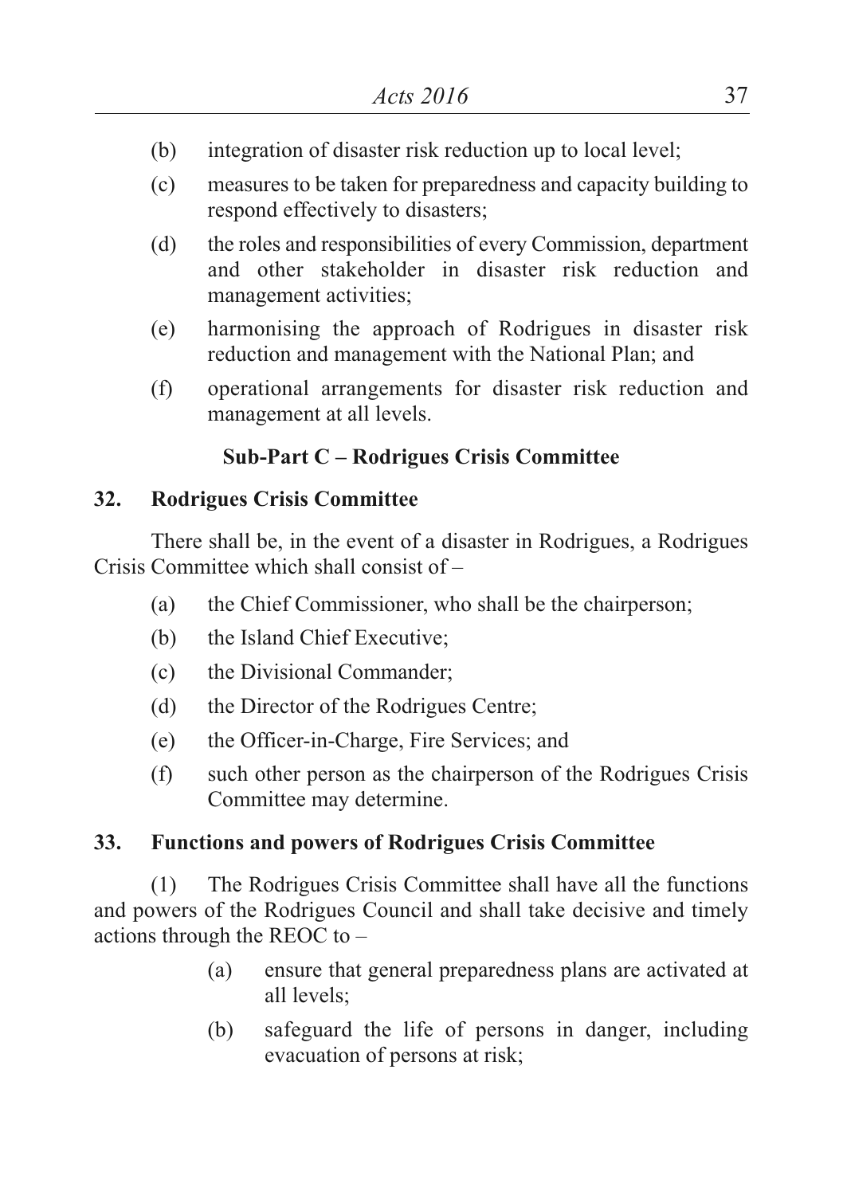(b) integration of disaster risk reduction up to local level;

(c) measures to be taken for preparedness and capacity building to respond effectively to disasters;

(d) the roles and responsibilities of every Commission, department and other stakeholder in disaster risk reduction and management activities;

(e) harmonising the approach of Rodrigues in disaster risk reduction and management with the National Plan; and

(f) operational arrangements for disaster risk reduction and management at all levels.

### Sub-Part C – Rodrigues Crisis Committee

**32. Rodrigues Crisis Committee**

There shall be, in the event of a disaster in Rodrigues, a Rodrigues Crisis Committee which shall consist of –

(a) the Chief Commissioner, who shall be the chairperson;

(b) the Island Chief Executive;

(c) the Divisional Commander;

(d) the Director of the Rodrigues Centre;

(e) the Officer-in-Charge, Fire Services; and

(f) such other person as the chairperson of the Rodrigues Crisis Committee may determine.

**33. Functions and powers of Rodrigues Crisis Committee**

(1) The Rodrigues Crisis Committee shall have all the functions and powers of the Rodrigues Council and shall take decisive and timely actions through the REOC to –

(a) ensure that general preparedness plans are activated at all levels;

(b) safeguard the life of persons in danger, including evacuation of persons at risk;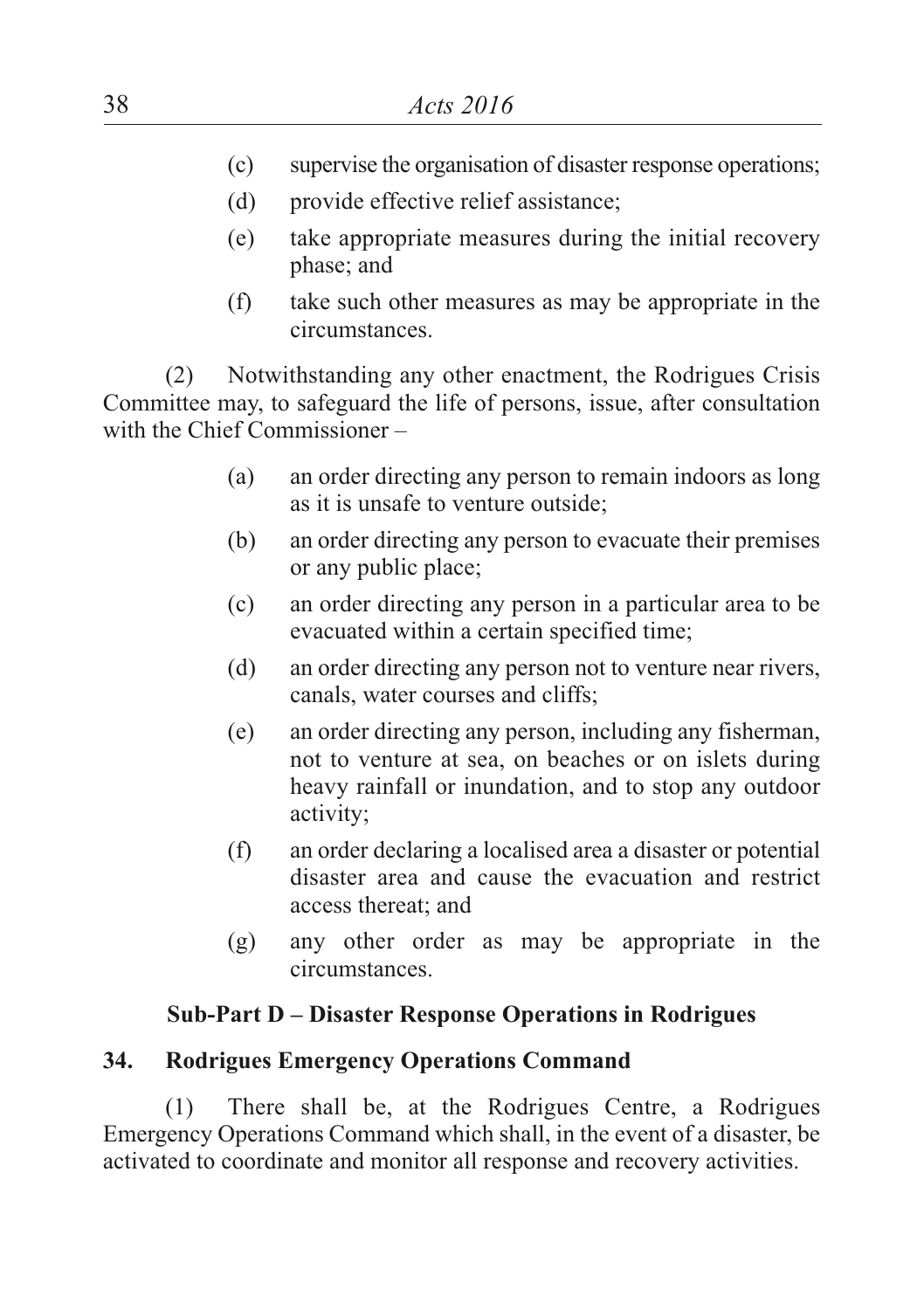(c) supervise the organisation of disaster response operations;

(d) provide effective relief assistance;

(e) take appropriate measures during the initial recovery phase; and

(f) take such other measures as may be appropriate in the circumstances.

(2) Notwithstanding any other enactment, the Rodrigues Crisis Committee may, to safeguard the life of persons, issue, after consultation with the Chief Commissioner –

(a) an order directing any person to remain indoors as long as it is unsafe to venture outside;

(b) an order directing any person to evacuate their premises or any public place;

(c) an order directing any person in a particular area to be evacuated within a certain specified time;

(d) an order directing any person not to venture near rivers, canals, water courses and cliffs;

(e) an order directing any person, including any fisherman, not to venture at sea, on beaches or on islets during heavy rainfall or inundation, and to stop any outdoor activity;

(f) an order declaring a localised area a disaster or potential disaster area and cause the evacuation and restrict access thereat; and

(g) any other order as may be appropriate in the circumstances.

### Sub-Part D – Disaster Response Operations in Rodrigues

**34. Rodrigues Emergency Operations Command**

(1) There shall be, at the Rodrigues Centre, a Rodrigues Emergency Operations Command which shall, in the event of a disaster, be activated to coordinate and monitor all response and recovery activities.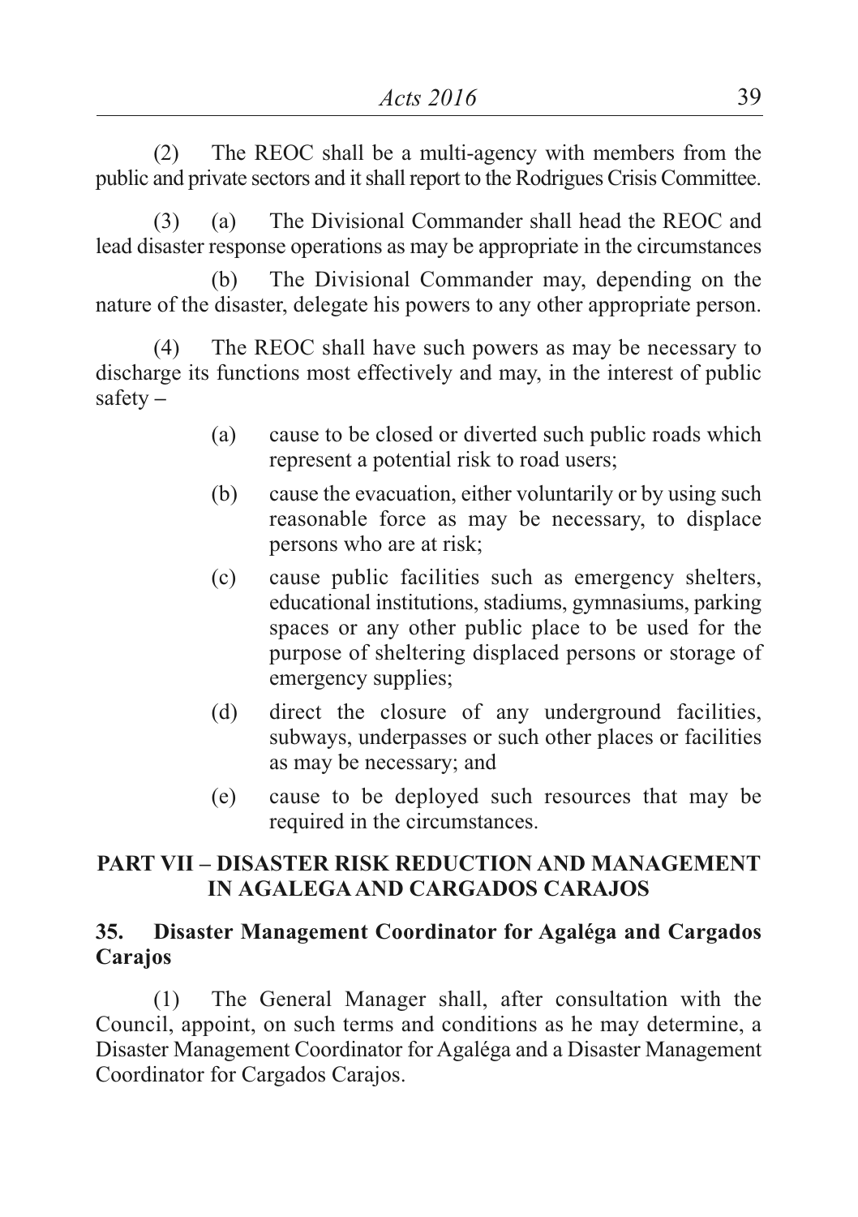(2) The REOC shall be a multi-agency with members from the public and private sectors and it shall report to the Rodrigues Crisis Committee.

(3) (a) The Divisional Commander shall head the REOC and lead disaster response operations as may be appropriate in the circumstances

(b) The Divisional Commander may, depending on the nature of the disaster, delegate his powers to any other appropriate person.

(4) The REOC shall have such powers as may be necessary to discharge its functions most effectively and may, in the interest of public safety –

- (a) cause to be closed or diverted such public roads which represent a potential risk to road users;
- (b) cause the evacuation, either voluntarily or by using such reasonable force as may be necessary, to displace persons who are at risk;
- (c) cause public facilities such as emergency shelters, educational institutions, stadiums, gymnasiums, parking spaces or any other public place to be used for the purpose of sheltering displaced persons or storage of emergency supplies;
- (d) direct the closure of any underground facilities, subways, underpasses or such other places or facilities as may be necessary; and
- (e) cause to be deployed such resources that may be required in the circumstances.

## PART VII – DISASTER RISK REDUCTION AND MANAGEMENT IN AGALEGA AND CARGADOS CARAJOS

### 35. Disaster Management Coordinator for Agaléga and Cargados Carajos

(1) The General Manager shall, after consultation with the Council, appoint, on such terms and conditions as he may determine, a Disaster Management Coordinator for Agaléga and a Disaster Management Coordinator for Cargados Carajos.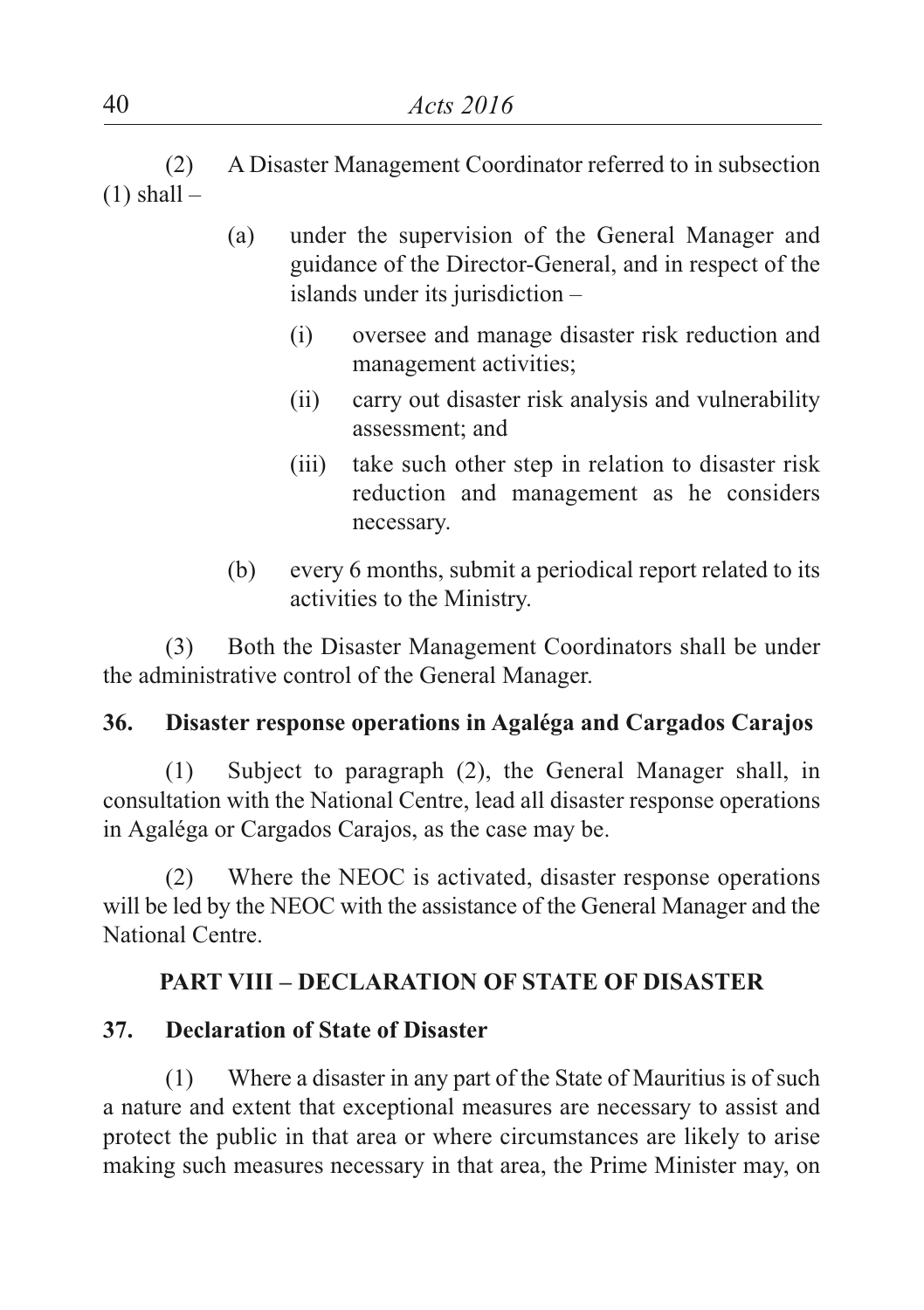(2) A Disaster Management Coordinator referred to in subsection (1) shall –

(a) under the supervision of the General Manager and guidance of the Director-General, and in respect of the islands under its jurisdiction –

(i) oversee and manage disaster risk reduction and management activities;

(ii) carry out disaster risk analysis and vulnerability assessment; and

(iii) take such other step in relation to disaster risk reduction and management as he considers necessary.

(b) every 6 months, submit a periodical report related to its activities to the Ministry.

(3) Both the Disaster Management Coordinators shall be under the administrative control of the General Manager.

**36. Disaster response operations in Agaléga and Cargados Carajos**

(1) Subject to paragraph (2), the General Manager shall, in consultation with the National Centre, lead all disaster response operations in Agaléga or Cargados Carajos, as the case may be.

(2) Where the NEOC is activated, disaster response operations will be led by the NEOC with the assistance of the General Manager and the National Centre.

## PART VIII – DECLARATION OF STATE OF DISASTER

**37. Declaration of State of Disaster**

(1) Where a disaster in any part of the State of Mauritius is of such a nature and extent that exceptional measures are necessary to assist and protect the public in that area or where circumstances are likely to arise making such measures necessary in that area, the Prime Minister may, on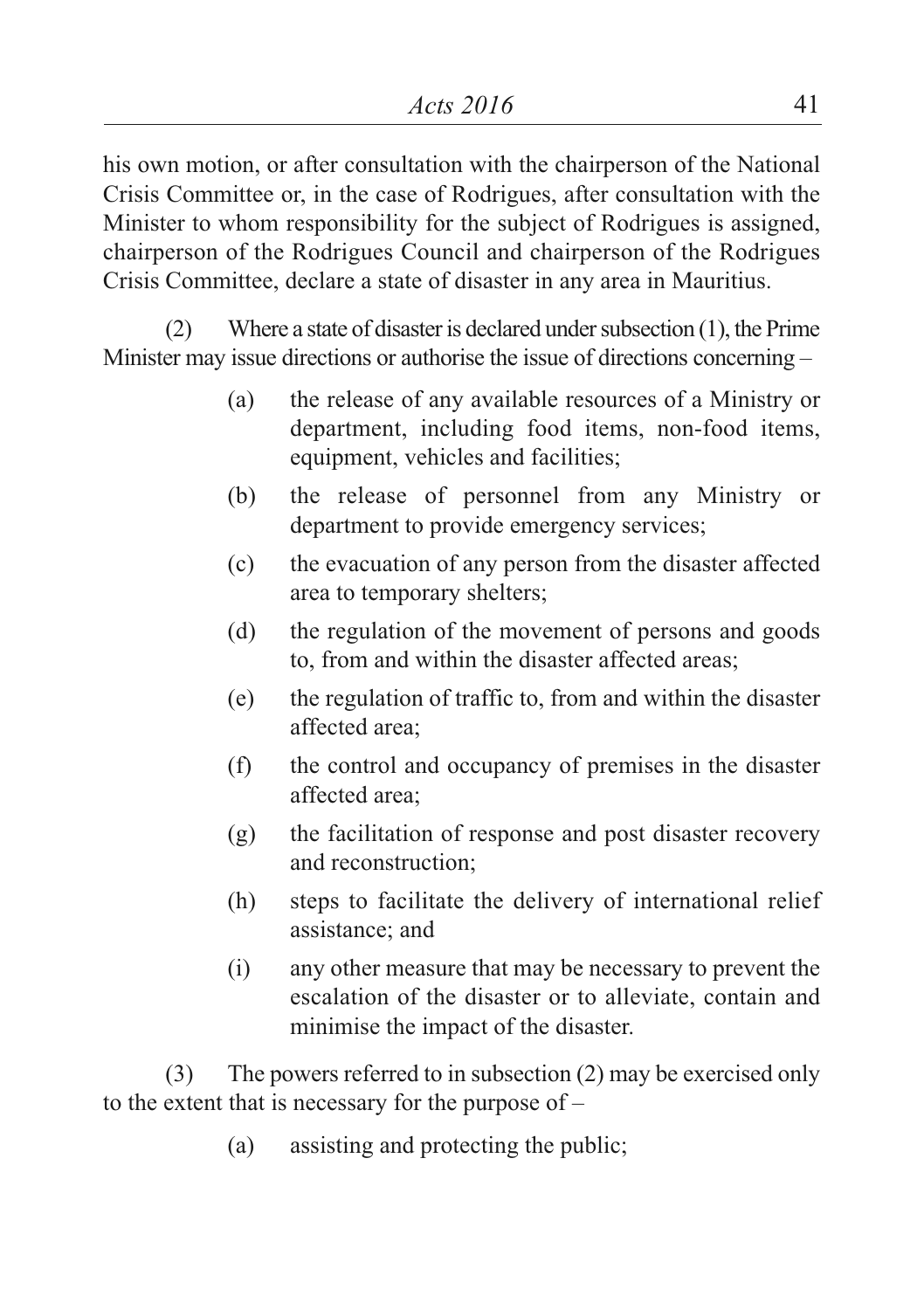his own motion, or after consultation with the chairperson of the National Crisis Committee or, in the case of Rodrigues, after consultation with the Minister to whom responsibility for the subject of Rodrigues is assigned, chairperson of the Rodrigues Council and chairperson of the Rodrigues Crisis Committee, declare a state of disaster in any area in Mauritius.

(2) Where a state of disaster is declared under subsection (1), the Prime Minister may issue directions or authorise the issue of directions concerning –

(a) the release of any available resources of a Ministry or department, including food items, non-food items, equipment, vehicles and facilities;

(b) the release of personnel from any Ministry or department to provide emergency services;

(c) the evacuation of any person from the disaster affected area to temporary shelters;

(d) the regulation of the movement of persons and goods to, from and within the disaster affected areas;

(e) the regulation of traffic to, from and within the disaster affected area;

(f) the control and occupancy of premises in the disaster affected area;

(g) the facilitation of response and post disaster recovery and reconstruction;

(h) steps to facilitate the delivery of international relief assistance; and

(i) any other measure that may be necessary to prevent the escalation of the disaster or to alleviate, contain and minimise the impact of the disaster.

(3) The powers referred to in subsection (2) may be exercised only to the extent that is necessary for the purpose of –

(a) assisting and protecting the public;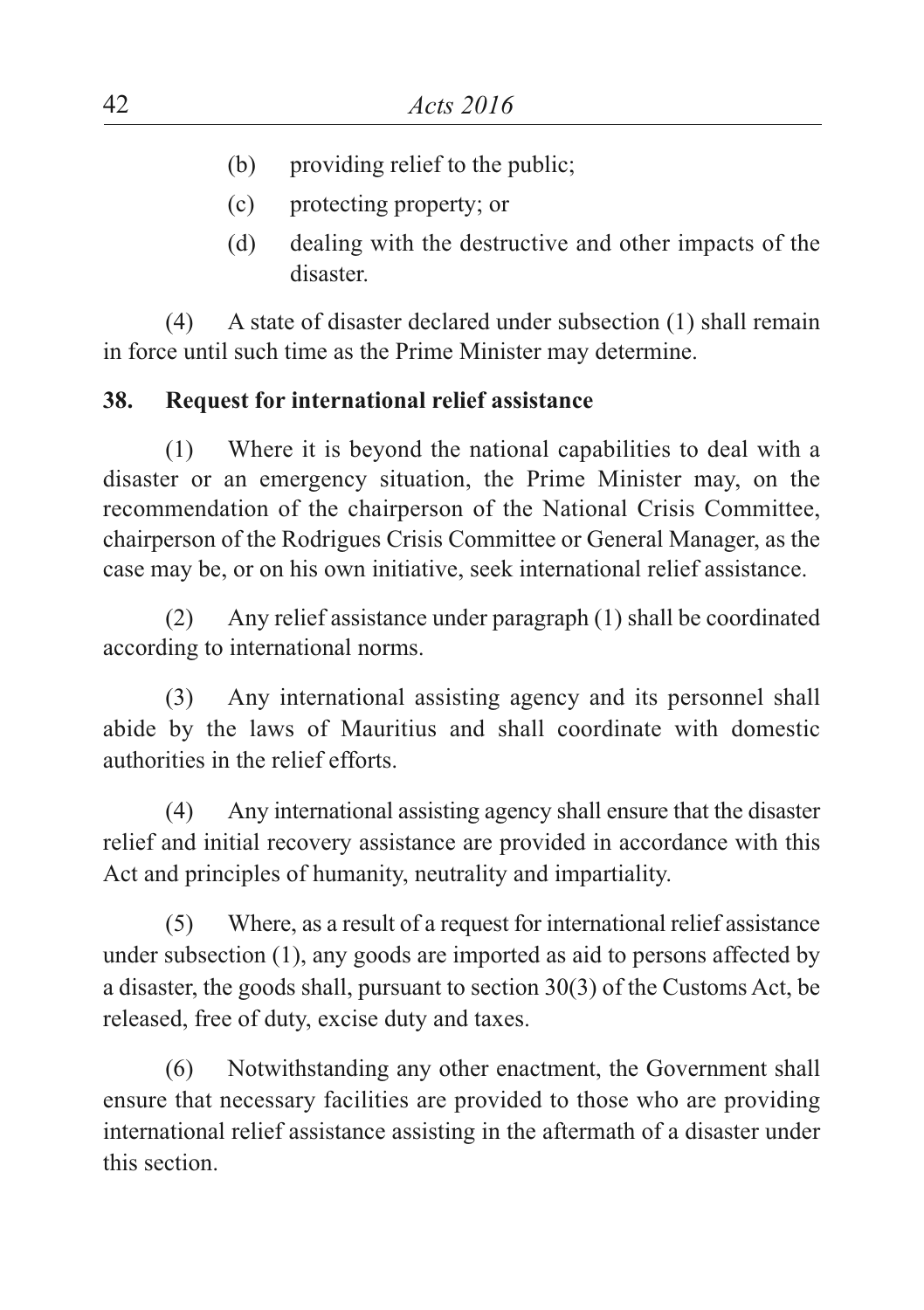(b) providing relief to the public;

(c) protecting property; or

(d) dealing with the destructive and other impacts of the disaster.

(4) A state of disaster declared under subsection (1) shall remain in force until such time as the Prime Minister may determine.

**38. Request for international relief assistance**

(1) Where it is beyond the national capabilities to deal with a disaster or an emergency situation, the Prime Minister may, on the recommendation of the chairperson of the National Crisis Committee, chairperson of the Rodrigues Crisis Committee or General Manager, as the case may be, or on his own initiative, seek international relief assistance.

(2) Any relief assistance under paragraph (1) shall be coordinated according to international norms.

(3) Any international assisting agency and its personnel shall abide by the laws of Mauritius and shall coordinate with domestic authorities in the relief efforts.

(4) Any international assisting agency shall ensure that the disaster relief and initial recovery assistance are provided in accordance with this Act and principles of humanity, neutrality and impartiality.

(5) Where, as a result of a request for international relief assistance under subsection (1), any goods are imported as aid to persons affected by a disaster, the goods shall, pursuant to section 30(3) of the Customs Act, be released, free of duty, excise duty and taxes.

(6) Notwithstanding any other enactment, the Government shall ensure that necessary facilities are provided to those who are providing international relief assistance assisting in the aftermath of a disaster under this section.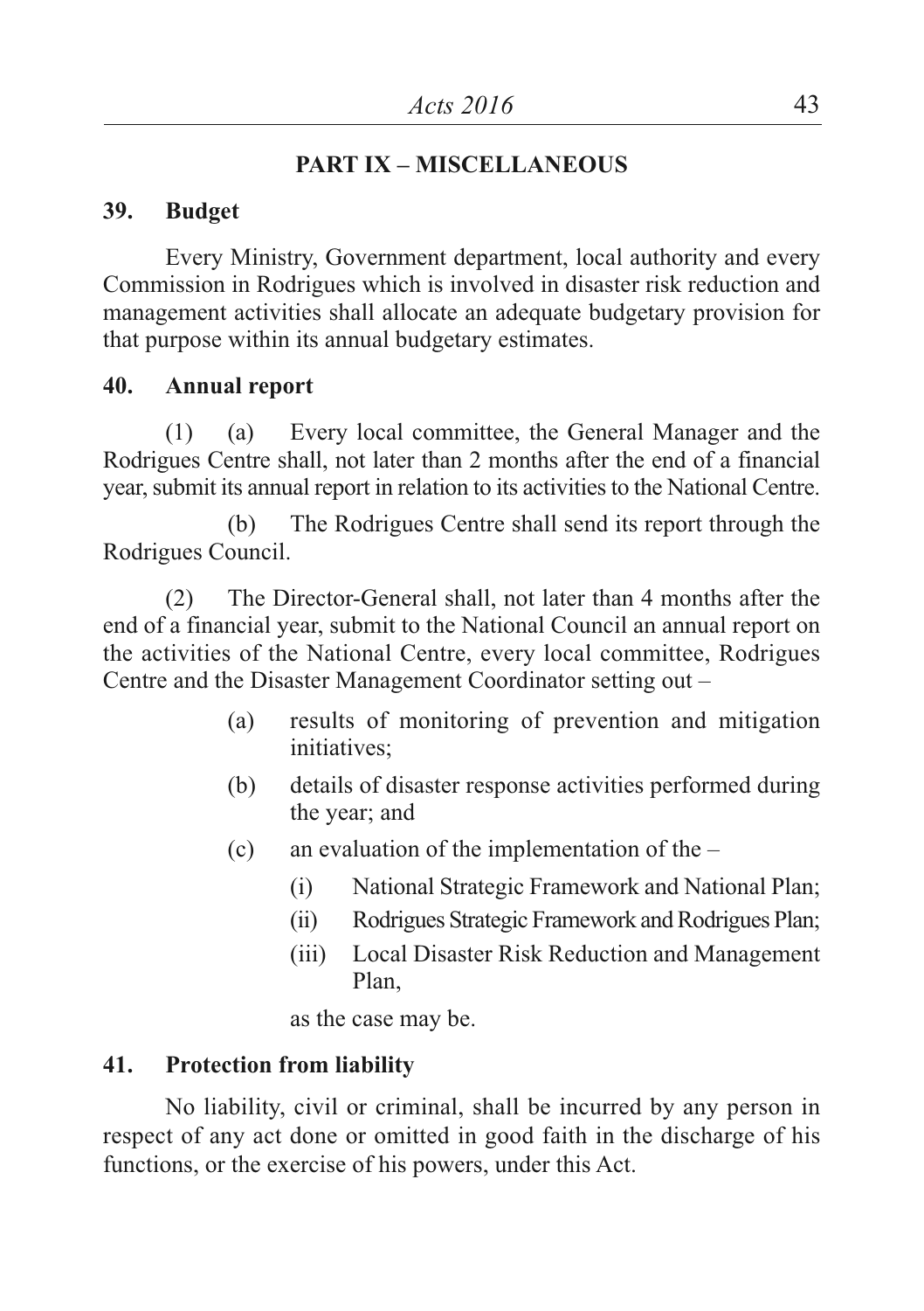## PART IX – MISCELLANEOUS

### 39. Budget

Every Ministry, Government department, local authority and every Commission in Rodrigues which is involved in disaster risk reduction and management activities shall allocate an adequate budgetary provision for that purpose within its annual budgetary estimates.

### 40. Annual report

(1) (a) Every local committee, the General Manager and the Rodrigues Centre shall, not later than 2 months after the end of a financial year, submit its annual report in relation to its activities to the National Centre.

(b) The Rodrigues Centre shall send its report through the Rodrigues Council.

(2) The Director-General shall, not later than 4 months after the end of a financial year, submit to the National Council an annual report on the activities of the National Centre, every local committee, Rodrigues Centre and the Disaster Management Coordinator setting out –

- (a) results of monitoring of prevention and mitigation initiatives;
- (b) details of disaster response activities performed during the year; and
- (c) an evaluation of the implementation of the –
  - (i) National Strategic Framework and National Plan;
  - (ii) Rodrigues Strategic Framework and Rodrigues Plan;
  - (iii) Local Disaster Risk Reduction and Management Plan,

as the case may be.

### 41. Protection from liability

No liability, civil or criminal, shall be incurred by any person in respect of any act done or omitted in good faith in the discharge of his functions, or the exercise of his powers, under this Act.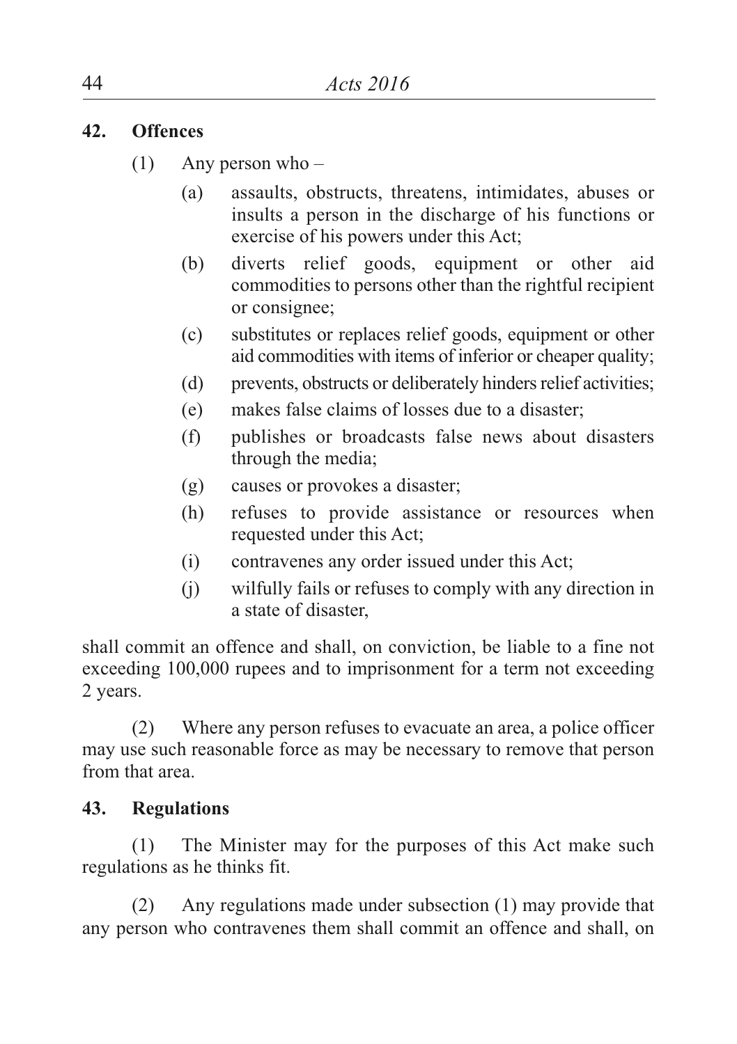## 42. Offences

(1) Any person who –

(a) assaults, obstructs, threatens, intimidates, abuses or insults a person in the discharge of his functions or exercise of his powers under this Act;

(b) diverts relief goods, equipment or other aid commodities to persons other than the rightful recipient or consignee;

(c) substitutes or replaces relief goods, equipment or other aid commodities with items of inferior or cheaper quality;

(d) prevents, obstructs or deliberately hinders relief activities;

(e) makes false claims of losses due to a disaster;

(f) publishes or broadcasts false news about disasters through the media;

(g) causes or provokes a disaster;

(h) refuses to provide assistance or resources when requested under this Act;

(i) contravenes any order issued under this Act;

(j) wilfully fails or refuses to comply with any direction in a state of disaster,

shall commit an offence and shall, on conviction, be liable to a fine not exceeding 100,000 rupees and to imprisonment for a term not exceeding 2 years.

(2) Where any person refuses to evacuate an area, a police officer may use such reasonable force as may be necessary to remove that person from that area.

## 43. Regulations

(1) The Minister may for the purposes of this Act make such regulations as he thinks fit.

(2) Any regulations made under subsection (1) may provide that any person who contravenes them shall commit an offence and shall, on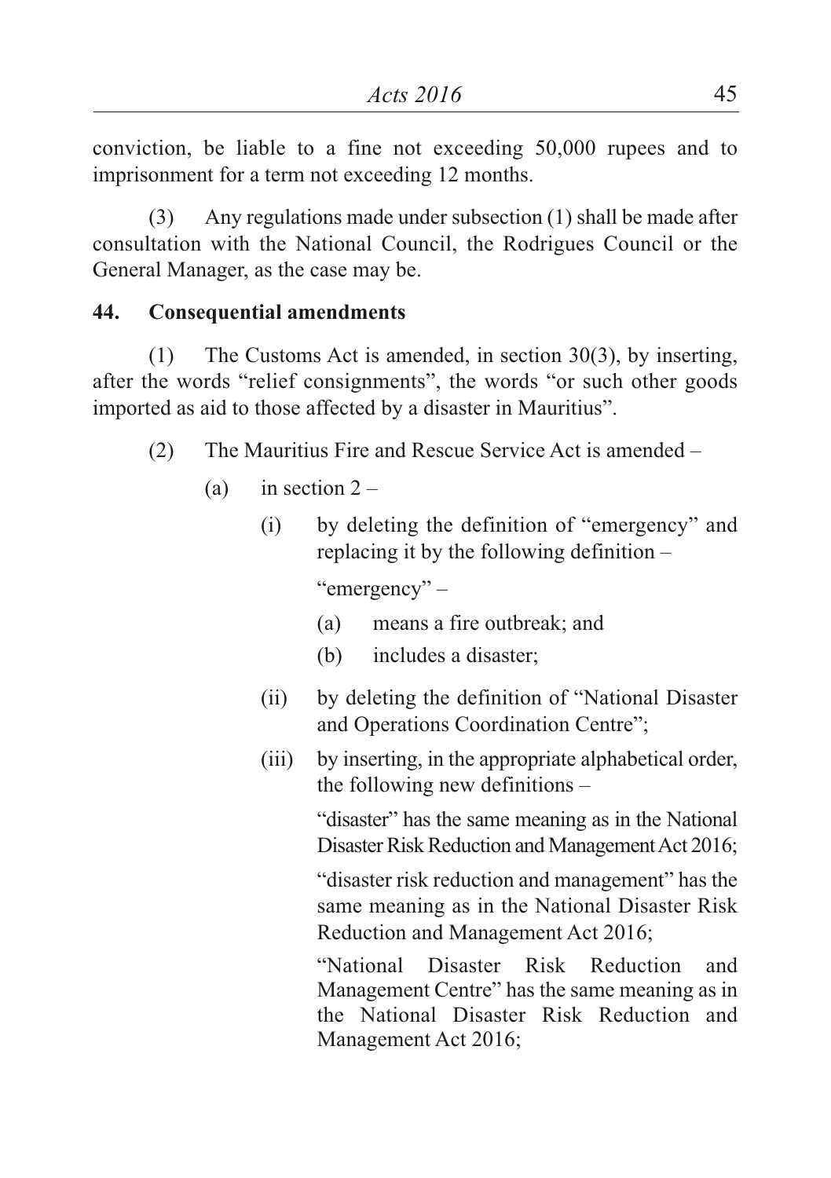conviction, be liable to a fine not exceeding 50,000 rupees and to imprisonment for a term not exceeding 12 months.

(3) Any regulations made under subsection (1) shall be made after consultation with the National Council, the Rodrigues Council or the General Manager, as the case may be.

**44. Consequential amendments**

(1) The Customs Act is amended, in section 30(3), by inserting, after the words "relief consignments", the words "or such other goods imported as aid to those affected by a disaster in Mauritius".

(2) The Mauritius Fire and Rescue Service Act is amended –

- (a) in section 2 –
  - (i) by deleting the definition of "emergency" and replacing it by the following definition –

    "emergency" –
    - (a) means a fire outbreak; and
    - (b) includes a disaster;
  - (ii) by deleting the definition of "National Disaster and Operations Coordination Centre";
  - (iii) by inserting, in the appropriate alphabetical order, the following new definitions –

    "disaster" has the same meaning as in the National Disaster Risk Reduction and Management Act 2016;

    "disaster risk reduction and management" has the same meaning as in the National Disaster Risk Reduction and Management Act 2016;

    "National Disaster Risk Reduction and Management Centre" has the same meaning as in the National Disaster Risk Reduction and Management Act 2016;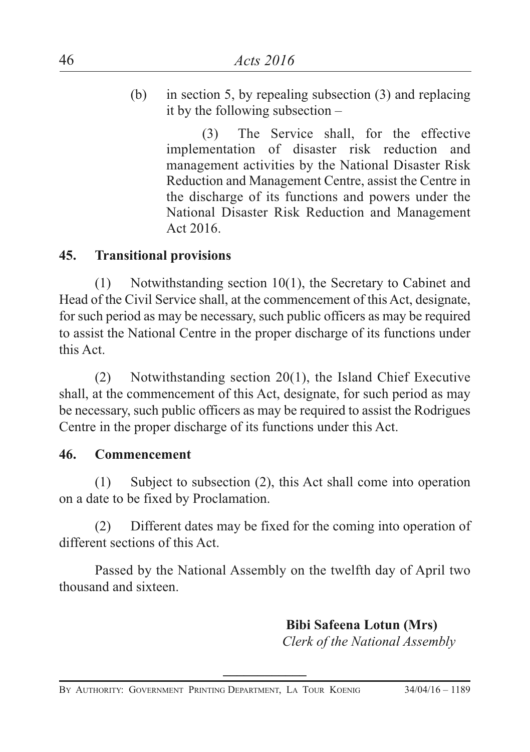(b) in section 5, by repealing subsection (3) and replacing it by the following subsection –

> (3) The Service shall, for the effective implementation of disaster risk reduction and management activities by the National Disaster Risk Reduction and Management Centre, assist the Centre in the discharge of its functions and powers under the National Disaster Risk Reduction and Management Act 2016.

**45. Transitional provisions**

(1) Notwithstanding section 10(1), the Secretary to Cabinet and Head of the Civil Service shall, at the commencement of this Act, designate, for such period as may be necessary, such public officers as may be required to assist the National Centre in the proper discharge of its functions under this Act.

(2) Notwithstanding section 20(1), the Island Chief Executive shall, at the commencement of this Act, designate, for such period as may be necessary, such public officers as may be required to assist the Rodrigues Centre in the proper discharge of its functions under this Act.

**46. Commencement**

(1) Subject to subsection (2), this Act shall come into operation on a date to be fixed by Proclamation.

(2) Different dates may be fixed for the coming into operation of different sections of this Act.

Passed by the National Assembly on the twelfth day of April two thousand and sixteen.

**Bibi Safeena Lotun (Mrs)**
*Clerk of the National Assembly*

By Authority: Government Printing Department, La Tour Koenig 34/04/16 – 1189